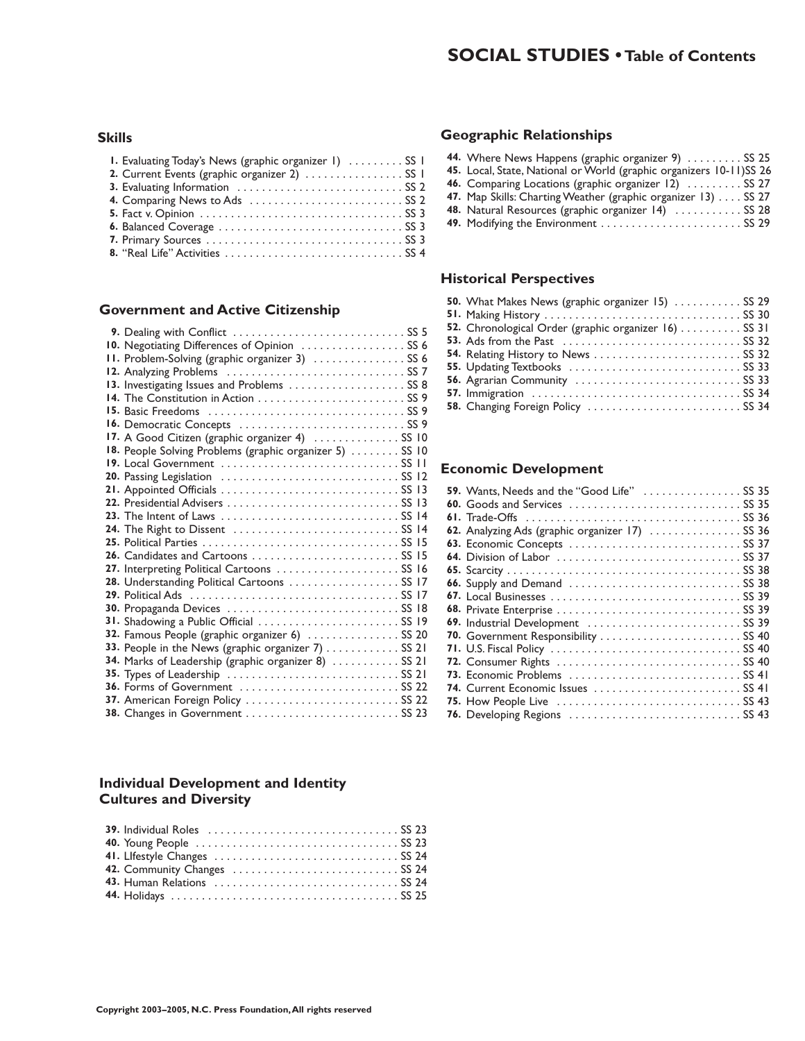# SOCIAL STUDIES • Table of Contents

## Skills

1. Evaluating Today's News (graphic organizer 1) . . . . . . . . . SS 1
2. Current Events (graphic organizer 2) . . . . . . . . . . . . . . . . SS 1
3. Evaluating Information . . . . . . . . . . . . . . . . . . . . . . . . . . . SS 2
4. Comparing News to Ads . . . . . . . . . . . . . . . . . . . . . . . . . SS 2
5. Fact v. Opinion . . . . . . . . . . . . . . . . . . . . . . . . . . . . . . . . SS 3
6. Balanced Coverage . . . . . . . . . . . . . . . . . . . . . . . . . . . . . SS 3
7. Primary Sources . . . . . . . . . . . . . . . . . . . . . . . . . . . . . . . SS 3
8. "Real Life" Activities . . . . . . . . . . . . . . . . . . . . . . . . . . . . SS 4

## Government and Active Citizenship

9. Dealing with Conflict . . . . . . . . . . . . . . . . . . . . . . . . . . . SS 5
10. Negotiating Differences of Opinion . . . . . . . . . . . . . . . . . SS 6
11. Problem-Solving (graphic organizer 3) . . . . . . . . . . . . . . . SS 6
12. Analyzing Problems . . . . . . . . . . . . . . . . . . . . . . . . . . . . . SS 7
13. Investigating Issues and Problems . . . . . . . . . . . . . . . . . . . SS 8
14. The Constitution in Action . . . . . . . . . . . . . . . . . . . . . . . . SS 9
15. Basic Freedoms . . . . . . . . . . . . . . . . . . . . . . . . . . . . . . . . SS 9
16. Democratic Concepts . . . . . . . . . . . . . . . . . . . . . . . . . . . SS 9
17. A Good Citizen (graphic organizer 4) . . . . . . . . . . . . . . SS 10
18. People Solving Problems (graphic organizer 5) . . . . . . . . SS 10
19. Local Government . . . . . . . . . . . . . . . . . . . . . . . . . . . . . SS 11
20. Passing Legislation . . . . . . . . . . . . . . . . . . . . . . . . . . . . . SS 12
21. Appointed Officials . . . . . . . . . . . . . . . . . . . . . . . . . . . . . SS 13
22. Presidential Advisers . . . . . . . . . . . . . . . . . . . . . . . . . . . . SS 13
23. The Intent of Laws . . . . . . . . . . . . . . . . . . . . . . . . . . . . . SS 14
24. The Right to Dissent . . . . . . . . . . . . . . . . . . . . . . . . . . . SS 14
25. Political Parties . . . . . . . . . . . . . . . . . . . . . . . . . . . . . . . . SS 15
26. Candidates and Cartoons . . . . . . . . . . . . . . . . . . . . . . . . SS 15
27. Interpreting Political Cartoons . . . . . . . . . . . . . . . . . . . . SS 16
28. Understanding Political Cartoons . . . . . . . . . . . . . . . . . . SS 17
29. Political Ads . . . . . . . . . . . . . . . . . . . . . . . . . . . . . . . . . . SS 17
30. Propaganda Devices . . . . . . . . . . . . . . . . . . . . . . . . . . . . SS 18
31. Shadowing a Public Official . . . . . . . . . . . . . . . . . . . . . . . SS 19
32. Famous People (graphic organizer 6) . . . . . . . . . . . . . . . SS 20
33. People in the News (graphic organizer 7) . . . . . . . . . . . . SS 21
34. Marks of Leadership (graphic organizer 8) . . . . . . . . . . . SS 21
35. Types of Leadership . . . . . . . . . . . . . . . . . . . . . . . . . . . . SS 21
36. Forms of Government . . . . . . . . . . . . . . . . . . . . . . . . . . SS 22
37. American Foreign Policy . . . . . . . . . . . . . . . . . . . . . . . . . SS 22
38. Changes in Government . . . . . . . . . . . . . . . . . . . . . . . . . SS 23

## Individual Development and Identity Cultures and Diversity

39. Individual Roles . . . . . . . . . . . . . . . . . . . . . . . . . . . . . . . SS 23
40. Young People . . . . . . . . . . . . . . . . . . . . . . . . . . . . . . . . . SS 23
41. LIfestyle Changes . . . . . . . . . . . . . . . . . . . . . . . . . . . . . . SS 24
42. Community Changes . . . . . . . . . . . . . . . . . . . . . . . . . . . SS 24
43. Human Relations . . . . . . . . . . . . . . . . . . . . . . . . . . . . . . SS 24
44. Holidays . . . . . . . . . . . . . . . . . . . . . . . . . . . . . . . . . . . . . SS 25

## Geographic Relationships

44. Where News Happens (graphic organizer 9) . . . . . . . . . SS 25
45. Local, State, National or World (graphic organizers 10-11)SS 26
46. Comparing Locations (graphic organizer 12) . . . . . . . . . SS 27
47. Map Skills: Charting Weather (graphic organizer 13) . . . . SS 27
48. Natural Resources (graphic organizer 14) . . . . . . . . . . . SS 28
49. Modifying the Environment . . . . . . . . . . . . . . . . . . . . . . . SS 29

## Historical Perspectives

50. What Makes News (graphic organizer 15) . . . . . . . . . . . SS 29
51. Making History . . . . . . . . . . . . . . . . . . . . . . . . . . . . . . . . SS 30
52. Chronological Order (graphic organizer 16) . . . . . . . . . . SS 31
53. Ads from the Past . . . . . . . . . . . . . . . . . . . . . . . . . . . . . SS 32
54. Relating History to News . . . . . . . . . . . . . . . . . . . . . . . . SS 32
55. Updating Textbooks . . . . . . . . . . . . . . . . . . . . . . . . . . . . SS 33
56. Agrarian Community . . . . . . . . . . . . . . . . . . . . . . . . . . . SS 33
57. Immigration . . . . . . . . . . . . . . . . . . . . . . . . . . . . . . . . . . SS 34
58. Changing Foreign Policy . . . . . . . . . . . . . . . . . . . . . . . . . SS 34

## Economic Development

59. Wants, Needs and the "Good Life" . . . . . . . . . . . . . . . . SS 35
60. Goods and Services . . . . . . . . . . . . . . . . . . . . . . . . . . . . SS 35
61. Trade-Offs . . . . . . . . . . . . . . . . . . . . . . . . . . . . . . . . . . . SS 36
62. Analyzing Ads (graphic organizer 17) . . . . . . . . . . . . . . . SS 36
63. Economic Concepts . . . . . . . . . . . . . . . . . . . . . . . . . . . . SS 37
64. Division of Labor . . . . . . . . . . . . . . . . . . . . . . . . . . . . . . SS 37
65. Scarcity . . . . . . . . . . . . . . . . . . . . . . . . . . . . . . . . . . . . . SS 38
66. Supply and Demand . . . . . . . . . . . . . . . . . . . . . . . . . . . . SS 38
67. Local Businesses . . . . . . . . . . . . . . . . . . . . . . . . . . . . . . . SS 39
68. Private Enterprise . . . . . . . . . . . . . . . . . . . . . . . . . . . . . . SS 39
69. Industrial Development . . . . . . . . . . . . . . . . . . . . . . . . . SS 39
70. Government Responsibility . . . . . . . . . . . . . . . . . . . . . . . SS 40
71. U.S. Fiscal Policy . . . . . . . . . . . . . . . . . . . . . . . . . . . . . . . SS 40
72. Consumer Rights . . . . . . . . . . . . . . . . . . . . . . . . . . . . . . SS 40
73. Economic Problems . . . . . . . . . . . . . . . . . . . . . . . . . . . . SS 41
74. Current Economic Issues . . . . . . . . . . . . . . . . . . . . . . . . SS 41
75. How People Live . . . . . . . . . . . . . . . . . . . . . . . . . . . . . . SS 43
76. Developing Regions . . . . . . . . . . . . . . . . . . . . . . . . . . . . SS 43

Copyright 2003–2005, N.C. Press Foundation, All rights reserved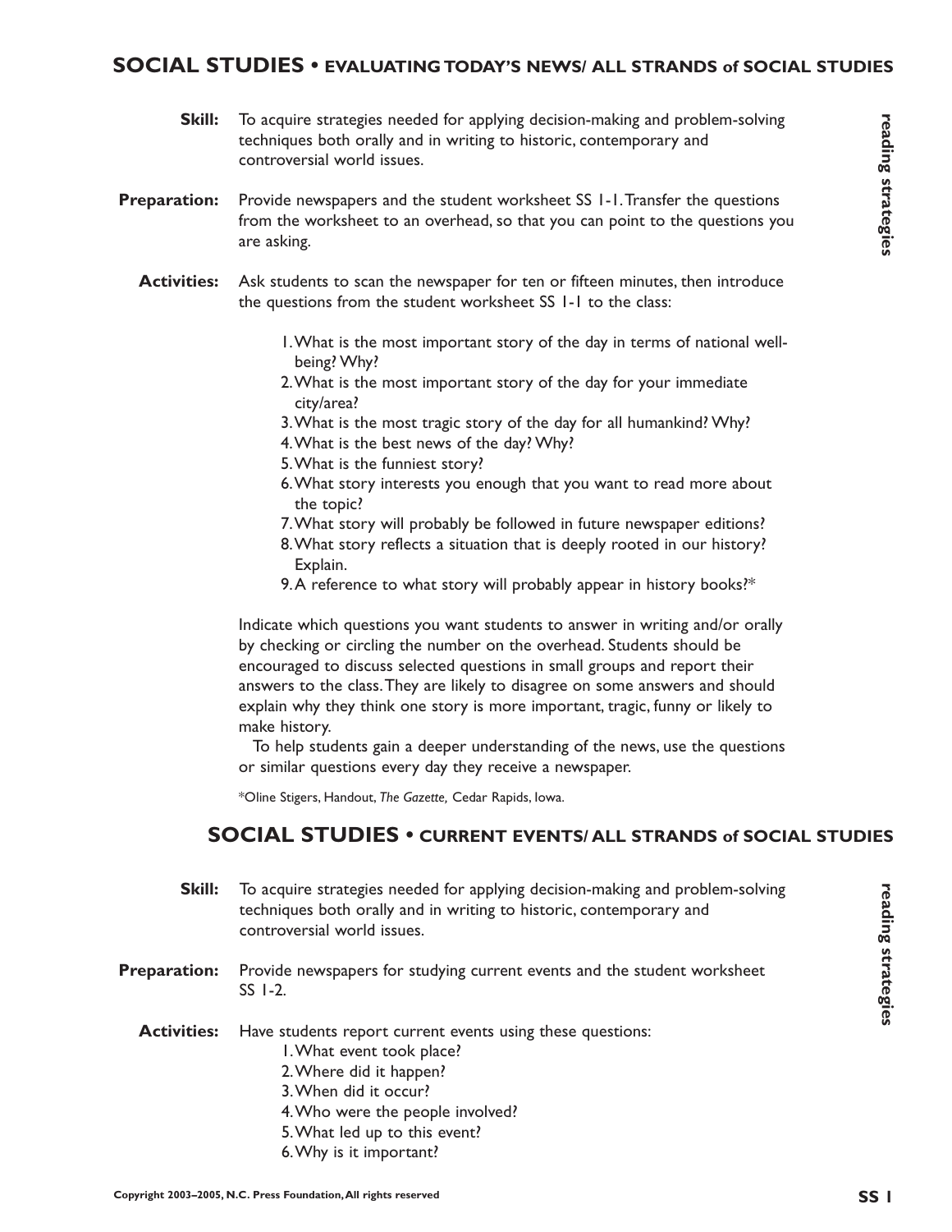## SOCIAL STUDIES • EVALUATING TODAY'S NEWS/ ALL STRANDS of SOCIAL STUDIES

**Skill:** To acquire strategies needed for applying decision-making and problem-solving techniques both orally and in writing to historic, contemporary and controversial world issues.

**Preparation:** Provide newspapers and the student worksheet SS 1-1. Transfer the questions from the worksheet to an overhead, so that you can point to the questions you are asking.

**Activities:** Ask students to scan the newspaper for ten or fifteen minutes, then introduce the questions from the student worksheet SS 1-1 to the class:

1. What is the most important story of the day in terms of national well-being? Why?
2. What is the most important story of the day for your immediate city/area?
3. What is the most tragic story of the day for all humankind? Why?
4. What is the best news of the day? Why?
5. What is the funniest story?
6. What story interests you enough that you want to read more about the topic?
7. What story will probably be followed in future newspaper editions?
8. What story reflects a situation that is deeply rooted in our history? Explain.
9. A reference to what story will probably appear in history books?*

Indicate which questions you want students to answer in writing and/or orally by checking or circling the number on the overhead. Students should be encouraged to discuss selected questions in small groups and report their answers to the class. They are likely to disagree on some answers and should explain why they think one story is more important, tragic, funny or likely to make history.

To help students gain a deeper understanding of the news, use the questions or similar questions every day they receive a newspaper.

*Oline Stigers, Handout, *The Gazette,* Cedar Rapids, Iowa.

## SOCIAL STUDIES • CURRENT EVENTS/ ALL STRANDS of SOCIAL STUDIES

**Skill:** To acquire strategies needed for applying decision-making and problem-solving techniques both orally and in writing to historic, contemporary and controversial world issues.

**Preparation:** Provide newspapers for studying current events and the student worksheet SS 1-2.

**Activities:** Have students report current events using these questions:

1. What event took place?
2. Where did it happen?
3. When did it occur?
4. Who were the people involved?
5. What led up to this event?
6. Why is it important?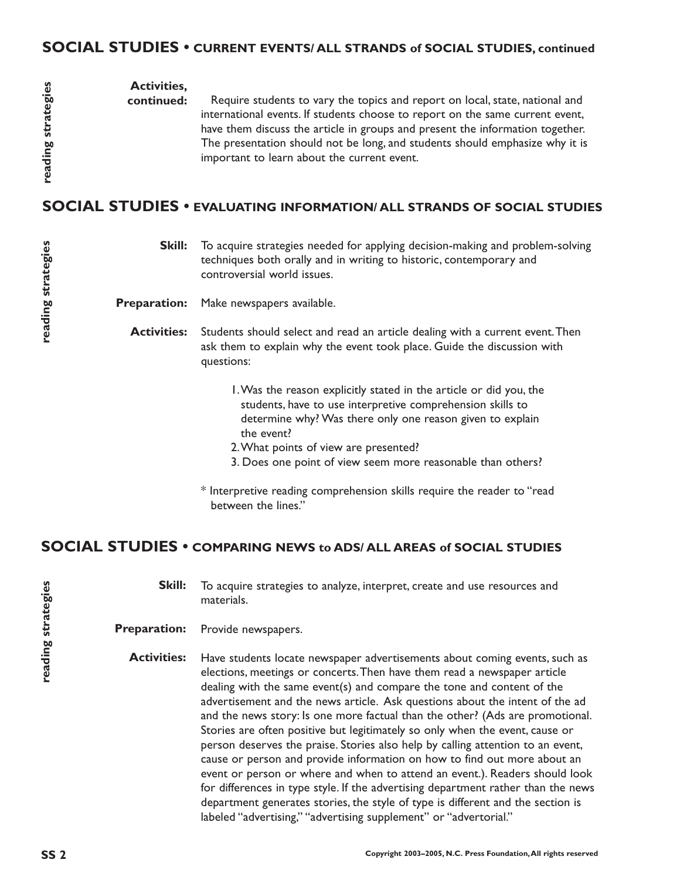## SOCIAL STUDIES • CURRENT EVENTS/ ALL STRANDS of SOCIAL STUDIES, continued

*reading strategies*

**Activities, continued:** Require students to vary the topics and report on local, state, national and international events. If students choose to report on the same current event, have them discuss the article in groups and present the information together. The presentation should not be long, and students should emphasize why it is important to learn about the current event.

## SOCIAL STUDIES • EVALUATING INFORMATION/ ALL STRANDS OF SOCIAL STUDIES

*reading strategies*

**Skill:** To acquire strategies needed for applying decision-making and problem-solving techniques both orally and in writing to historic, contemporary and controversial world issues.

**Preparation:** Make newspapers available.

**Activities:** Students should select and read an article dealing with a current event. Then ask them to explain why the event took place. Guide the discussion with questions:

1. Was the reason explicitly stated in the article or did you, the students, have to use interpretive comprehension skills to determine why? Was there only one reason given to explain the event?
2. What points of view are presented?
3. Does one point of view seem more reasonable than others?

\* Interpretive reading comprehension skills require the reader to "read between the lines."

## SOCIAL STUDIES • COMPARING NEWS to ADS/ ALL AREAS of SOCIAL STUDIES

*reading strategies*

**Skill:** To acquire strategies to analyze, interpret, create and use resources and materials.

**Preparation:** Provide newspapers.

**Activities:** Have students locate newspaper advertisements about coming events, such as elections, meetings or concerts. Then have them read a newspaper article dealing with the same event(s) and compare the tone and content of the advertisement and the news article. Ask questions about the intent of the ad and the news story: Is one more factual than the other? (Ads are promotional. Stories are often positive but legitimately so only when the event, cause or person deserves the praise. Stories also help by calling attention to an event, cause or person and provide information on how to find out more about an event or person or where and when to attend an event.). Readers should look for differences in type style. If the advertising department rather than the news department generates stories, the style of type is different and the section is labeled "advertising," "advertising supplement" or "advertorial."

Copyright 2003–2005, N.C. Press Foundation, All rights reserved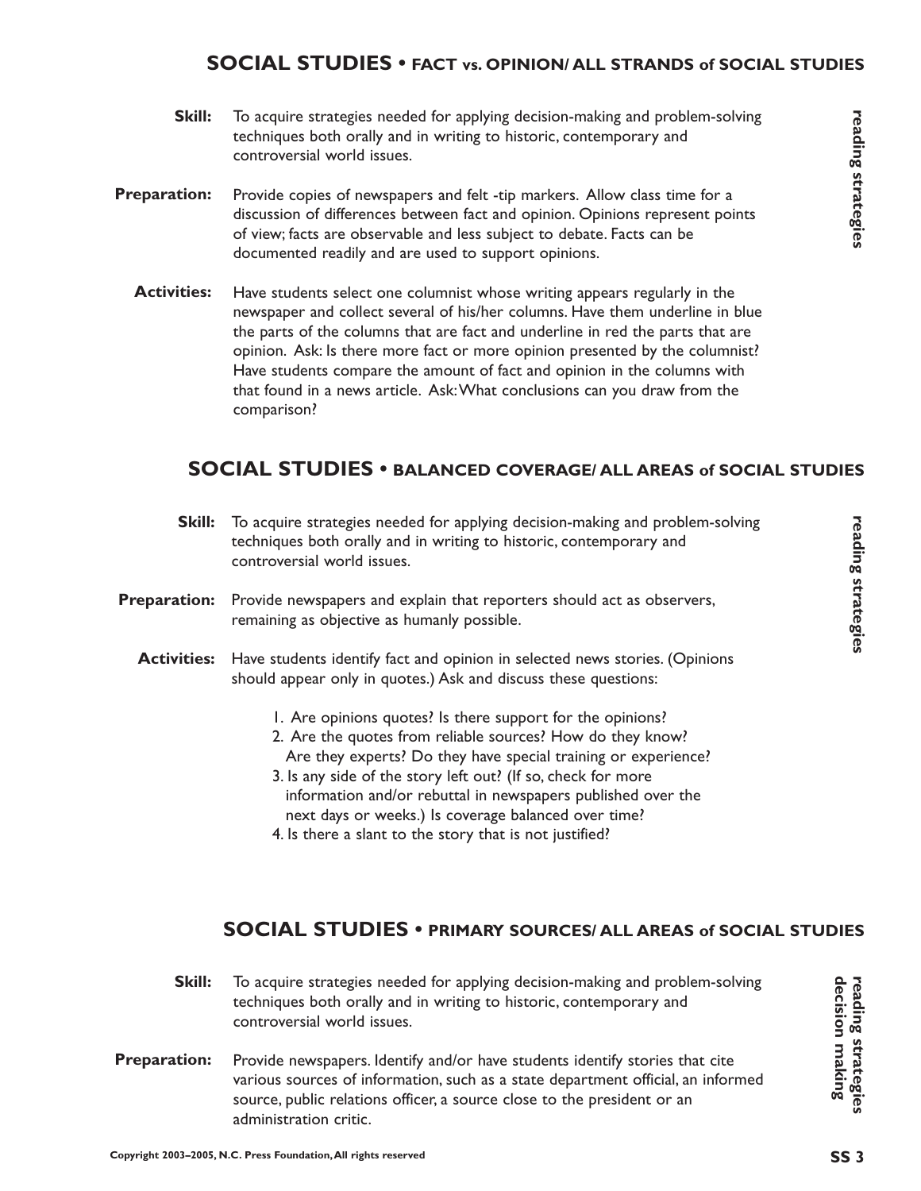## SOCIAL STUDIES • FACT vs. OPINION/ ALL STRANDS of SOCIAL STUDIES

**Skill:** To acquire strategies needed for applying decision-making and problem-solving techniques both orally and in writing to historic, contemporary and controversial world issues.

**Preparation:** Provide copies of newspapers and felt -tip markers. Allow class time for a discussion of differences between fact and opinion. Opinions represent points of view; facts are observable and less subject to debate. Facts can be documented readily and are used to support opinions.

**Activities:** Have students select one columnist whose writing appears regularly in the newspaper and collect several of his/her columns. Have them underline in blue the parts of the columns that are fact and underline in red the parts that are opinion. Ask: Is there more fact or more opinion presented by the columnist? Have students compare the amount of fact and opinion in the columns with that found in a news article. Ask: What conclusions can you draw from the comparison?

reading strategies

## SOCIAL STUDIES • BALANCED COVERAGE/ ALL AREAS of SOCIAL STUDIES

**Skill:** To acquire strategies needed for applying decision-making and problem-solving techniques both orally and in writing to historic, contemporary and controversial world issues.

**Preparation:** Provide newspapers and explain that reporters should act as observers, remaining as objective as humanly possible.

**Activities:** Have students identify fact and opinion in selected news stories. (Opinions should appear only in quotes.) Ask and discuss these questions:

1. Are opinions quotes? Is there support for the opinions?
2. Are the quotes from reliable sources? How do they know? Are they experts? Do they have special training or experience?
3. Is any side of the story left out? (If so, check for more information and/or rebuttal in newspapers published over the next days or weeks.) Is coverage balanced over time?
4. Is there a slant to the story that is not justified?

reading strategies

## SOCIAL STUDIES • PRIMARY SOURCES/ ALL AREAS of SOCIAL STUDIES

**Skill:** To acquire strategies needed for applying decision-making and problem-solving techniques both orally and in writing to historic, contemporary and controversial world issues.

**Preparation:** Provide newspapers. Identify and/or have students identify stories that cite various sources of information, such as a state department official, an informed source, public relations officer, a source close to the president or an administration critic.

reading strategies
decision making

Copyright 2003–2005, N.C. Press Foundation, All rights reserved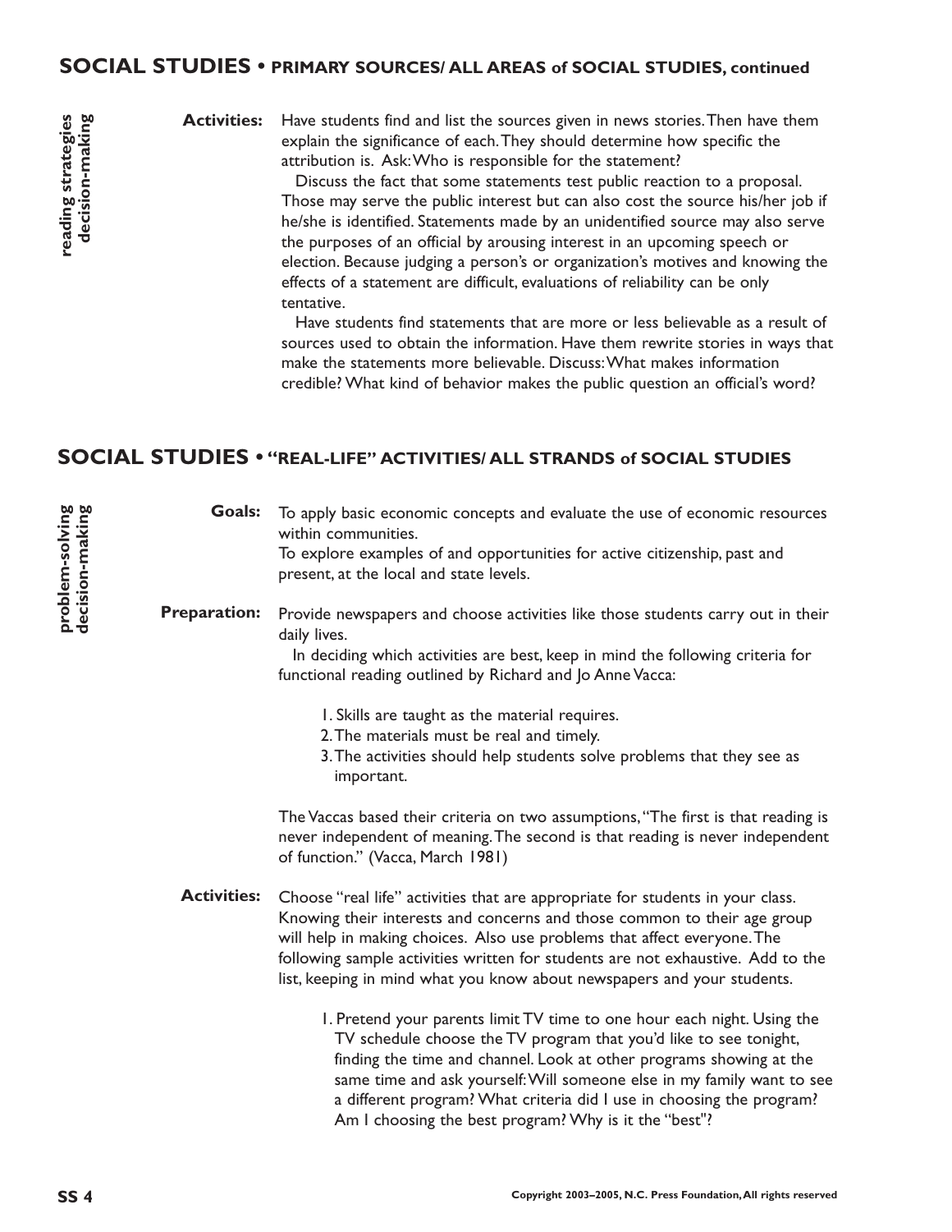## SOCIAL STUDIES • PRIMARY SOURCES/ ALL AREAS of SOCIAL STUDIES, continued

**reading strategies**
**decision-making**

**Activities:** Have students find and list the sources given in news stories. Then have them explain the significance of each. They should determine how specific the attribution is. Ask: Who is responsible for the statement?

Discuss the fact that some statements test public reaction to a proposal. Those may serve the public interest but can also cost the source his/her job if he/she is identified. Statements made by an unidentified source may also serve the purposes of an official by arousing interest in an upcoming speech or election. Because judging a person's or organization's motives and knowing the effects of a statement are difficult, evaluations of reliability can be only tentative.

Have students find statements that are more or less believable as a result of sources used to obtain the information. Have them rewrite stories in ways that make the statements more believable. Discuss: What makes information credible? What kind of behavior makes the public question an official's word?

## SOCIAL STUDIES • "REAL-LIFE" ACTIVITIES/ ALL STRANDS of SOCIAL STUDIES

**problem-solving**
**decision-making**

**Goals:** To apply basic economic concepts and evaluate the use of economic resources within communities.
To explore examples of and opportunities for active citizenship, past and present, at the local and state levels.

**Preparation:** Provide newspapers and choose activities like those students carry out in their daily lives.

In deciding which activities are best, keep in mind the following criteria for functional reading outlined by Richard and Jo Anne Vacca:

1. Skills are taught as the material requires.
2. The materials must be real and timely.
3. The activities should help students solve problems that they see as important.

The Vaccas based their criteria on two assumptions, "The first is that reading is never independent of meaning. The second is that reading is never independent of function." (Vacca, March 1981)

**Activities:** Choose "real life" activities that are appropriate for students in your class. Knowing their interests and concerns and those common to their age group will help in making choices. Also use problems that affect everyone. The following sample activities written for students are not exhaustive. Add to the list, keeping in mind what you know about newspapers and your students.

1. Pretend your parents limit TV time to one hour each night. Using the TV schedule choose the TV program that you'd like to see tonight, finding the time and channel. Look at other programs showing at the same time and ask yourself: Will someone else in my family want to see a different program? What criteria did I use in choosing the program? Am I choosing the best program? Why is it the "best"?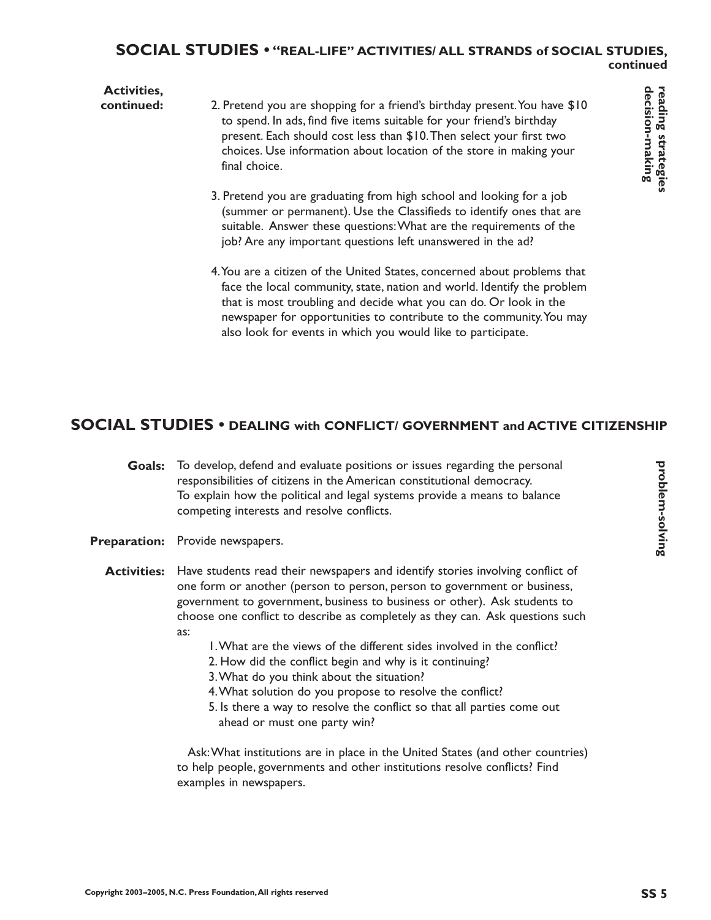## SOCIAL STUDIES • "REAL-LIFE" ACTIVITIES/ ALL STRANDS of SOCIAL STUDIES, continued

*reading strategies decision-making*

**Activities, continued:**

2. Pretend you are shopping for a friend's birthday present. You have $10 to spend. In ads, find five items suitable for your friend's birthday present. Each should cost less than $10. Then select your first two choices. Use information about location of the store in making your final choice.

3. Pretend you are graduating from high school and looking for a job (summer or permanent). Use the Classifieds to identify ones that are suitable. Answer these questions: What are the requirements of the job? Are any important questions left unanswered in the ad?

4. You are a citizen of the United States, concerned about problems that face the local community, state, nation and world. Identify the problem that is most troubling and decide what you can do. Or look in the newspaper for opportunities to contribute to the community. You may also look for events in which you would like to participate.

## SOCIAL STUDIES • DEALING with CONFLICT/ GOVERNMENT and ACTIVE CITIZENSHIP

*problem-solving*

**Goals:** To develop, defend and evaluate positions or issues regarding the personal responsibilities of citizens in the American constitutional democracy.
To explain how the political and legal systems provide a means to balance competing interests and resolve conflicts.

**Preparation:** Provide newspapers.

**Activities:** Have students read their newspapers and identify stories involving conflict of one form or another (person to person, person to government or business, government to government, business to business or other). Ask students to choose one conflict to describe as completely as they can. Ask questions such as:

1. What are the views of the different sides involved in the conflict?
2. How did the conflict begin and why is it continuing?
3. What do you think about the situation?
4. What solution do you propose to resolve the conflict?
5. Is there a way to resolve the conflict so that all parties come out ahead or must one party win?

Ask: What institutions are in place in the United States (and other countries) to help people, governments and other institutions resolve conflicts? Find examples in newspapers.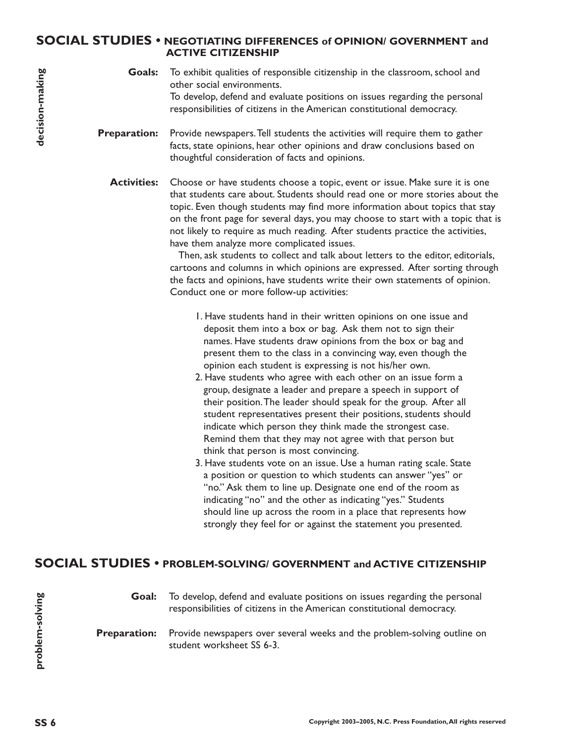## SOCIAL STUDIES • NEGOTIATING DIFFERENCES of OPINION/ GOVERNMENT and ACTIVE CITIZENSHIP

*decision-making*

**Goals:** To exhibit qualities of responsible citizenship in the classroom, school and other social environments.
To develop, defend and evaluate positions on issues regarding the personal responsibilities of citizens in the American constitutional democracy.

**Preparation:** Provide newspapers. Tell students the activities will require them to gather facts, state opinions, hear other opinions and draw conclusions based on thoughtful consideration of facts and opinions.

**Activities:** Choose or have students choose a topic, event or issue. Make sure it is one that students care about. Students should read one or more stories about the topic. Even though students may find more information about topics that stay on the front page for several days, you may choose to start with a topic that is not likely to require as much reading. After students practice the activities, have them analyze more complicated issues.

Then, ask students to collect and talk about letters to the editor, editorials, cartoons and columns in which opinions are expressed. After sorting through the facts and opinions, have students write their own statements of opinion. Conduct one or more follow-up activities:

1. Have students hand in their written opinions on one issue and deposit them into a box or bag. Ask them not to sign their names. Have students draw opinions from the box or bag and present them to the class in a convincing way, even though the opinion each student is expressing is not his/her own.
2. Have students who agree with each other on an issue form a group, designate a leader and prepare a speech in support of their position. The leader should speak for the group. After all student representatives present their positions, students should indicate which person they think made the strongest case. Remind them that they may not agree with that person but think that person is most convincing.
3. Have students vote on an issue. Use a human rating scale. State a position or question to which students can answer "yes" or "no." Ask them to line up. Designate one end of the room as indicating "no" and the other as indicating "yes." Students should line up across the room in a place that represents how strongly they feel for or against the statement you presented.

## SOCIAL STUDIES • PROBLEM-SOLVING/ GOVERNMENT and ACTIVE CITIZENSHIP

*problem-solving*

**Goal:** To develop, defend and evaluate positions on issues regarding the personal responsibilities of citizens in the American constitutional democracy.

**Preparation:** Provide newspapers over several weeks and the problem-solving outline on student worksheet SS 6-3.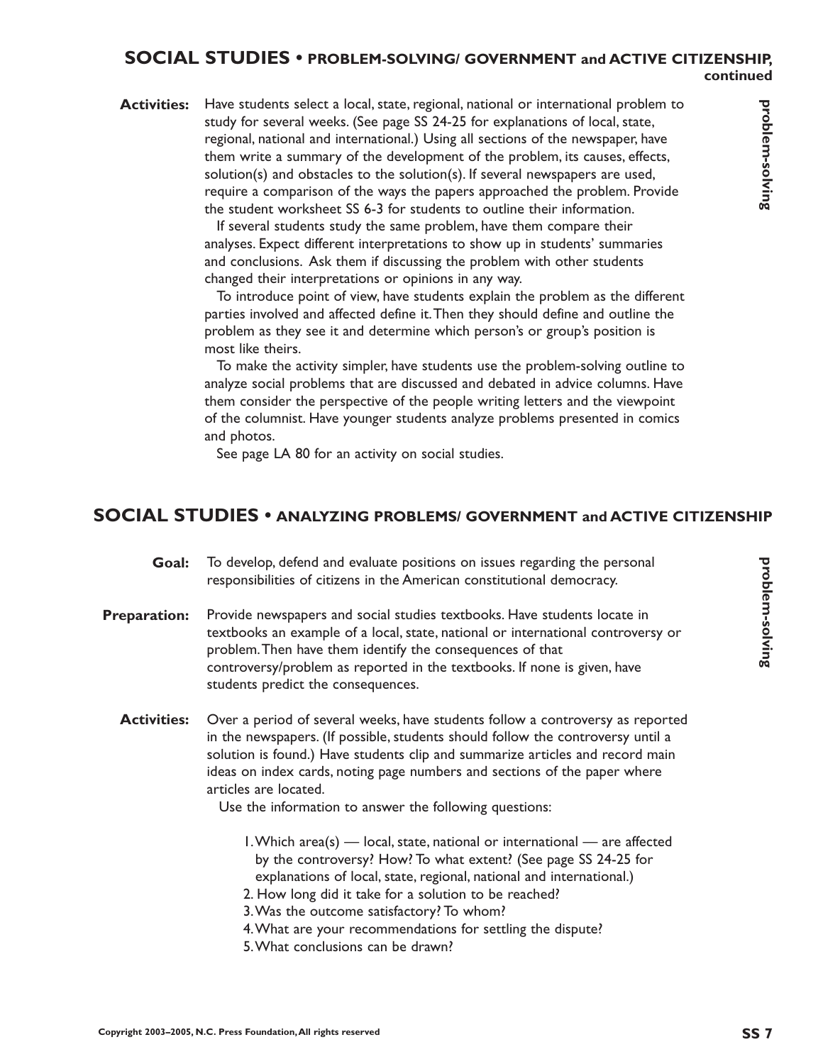## SOCIAL STUDIES • PROBLEM-SOLVING/ GOVERNMENT and ACTIVE CITIZENSHIP, continued

**Activities:** Have students select a local, state, regional, national or international problem to study for several weeks. (See page SS 24-25 for explanations of local, state, regional, national and international.) Using all sections of the newspaper, have them write a summary of the development of the problem, its causes, effects, solution(s) and obstacles to the solution(s). If several newspapers are used, require a comparison of the ways the papers approached the problem. Provide the student worksheet SS 6-3 for students to outline their information.

If several students study the same problem, have them compare their analyses. Expect different interpretations to show up in students' summaries and conclusions. Ask them if discussing the problem with other students changed their interpretations or opinions in any way.

To introduce point of view, have students explain the problem as the different parties involved and affected define it. Then they should define and outline the problem as they see it and determine which person's or group's position is most like theirs.

To make the activity simpler, have students use the problem-solving outline to analyze social problems that are discussed and debated in advice columns. Have them consider the perspective of the people writing letters and the viewpoint of the columnist. Have younger students analyze problems presented in comics and photos.

See page LA 80 for an activity on social studies.

## SOCIAL STUDIES • ANALYZING PROBLEMS/ GOVERNMENT and ACTIVE CITIZENSHIP

**Goal:** To develop, defend and evaluate positions on issues regarding the personal responsibilities of citizens in the American constitutional democracy.

**Preparation:** Provide newspapers and social studies textbooks. Have students locate in textbooks an example of a local, state, national or international controversy or problem. Then have them identify the consequences of that controversy/problem as reported in the textbooks. If none is given, have students predict the consequences.

**Activities:** Over a period of several weeks, have students follow a controversy as reported in the newspapers. (If possible, students should follow the controversy until a solution is found.) Have students clip and summarize articles and record main ideas on index cards, noting page numbers and sections of the paper where articles are located.

Use the information to answer the following questions:

1. Which area(s) — local, state, national or international — are affected by the controversy? How? To what extent? (See page SS 24-25 for explanations of local, state, regional, national and international.)
2. How long did it take for a solution to be reached?
3. Was the outcome satisfactory? To whom?
4. What are your recommendations for settling the dispute?
5. What conclusions can be drawn?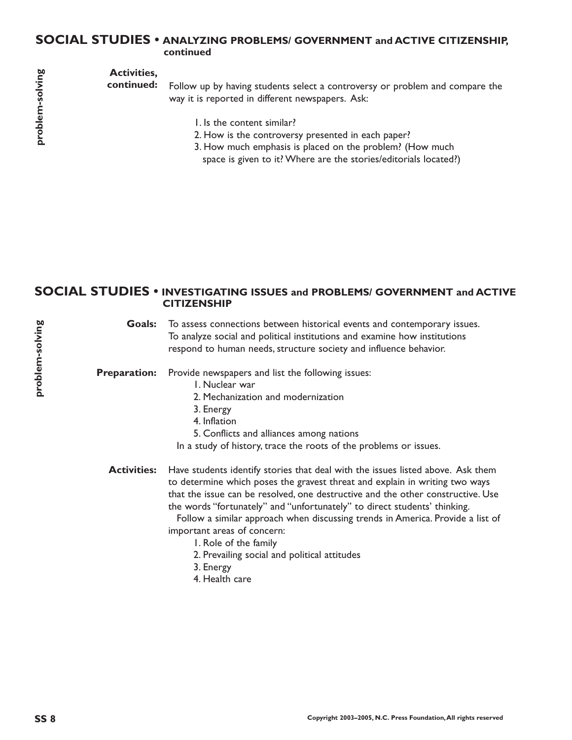## SOCIAL STUDIES • ANALYZING PROBLEMS/ GOVERNMENT and ACTIVE CITIZENSHIP, continued

problem-solving

**Activities, continued:** Follow up by having students select a controversy or problem and compare the way it is reported in different newspapers. Ask:

1. Is the content similar?
2. How is the controversy presented in each paper?
3. How much emphasis is placed on the problem? (How much space is given to it? Where are the stories/editorials located?)

## SOCIAL STUDIES • INVESTIGATING ISSUES and PROBLEMS/ GOVERNMENT and ACTIVE CITIZENSHIP

problem-solving

**Goals:** To assess connections between historical events and contemporary issues. To analyze social and political institutions and examine how institutions respond to human needs, structure society and influence behavior.

**Preparation:** Provide newspapers and list the following issues:

1. Nuclear war
2. Mechanization and modernization
3. Energy
4. Inflation
5. Conflicts and alliances among nations

In a study of history, trace the roots of the problems or issues.

**Activities:** Have students identify stories that deal with the issues listed above. Ask them to determine which poses the gravest threat and explain in writing two ways that the issue can be resolved, one destructive and the other constructive. Use the words "fortunately" and "unfortunately" to direct students' thinking.

Follow a similar approach when discussing trends in America. Provide a list of important areas of concern:

1. Role of the family
2. Prevailing social and political attitudes
3. Energy
4. Health care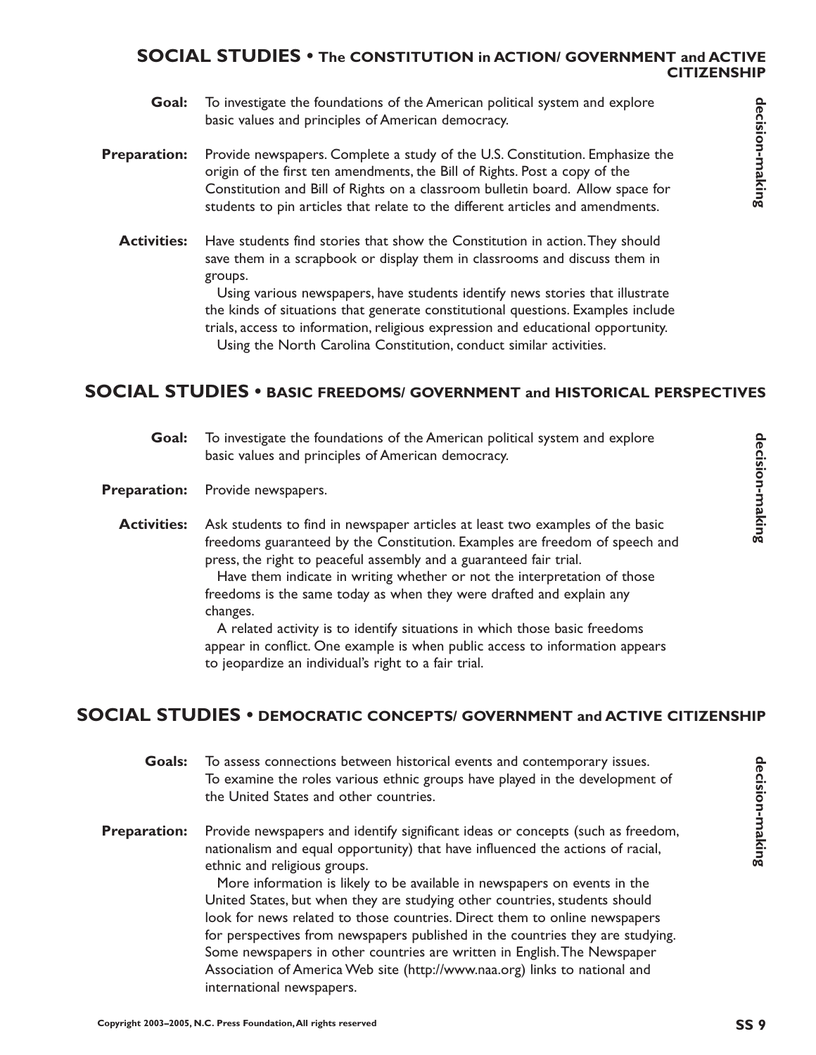## SOCIAL STUDIES • The CONSTITUTION in ACTION/ GOVERNMENT and ACTIVE CITIZENSHIP

decision-making

**Goal:** To investigate the foundations of the American political system and explore basic values and principles of American democracy.

**Preparation:** Provide newspapers. Complete a study of the U.S. Constitution. Emphasize the origin of the first ten amendments, the Bill of Rights. Post a copy of the Constitution and Bill of Rights on a classroom bulletin board. Allow space for students to pin articles that relate to the different articles and amendments.

**Activities:** Have students find stories that show the Constitution in action. They should save them in a scrapbook or display them in classrooms and discuss them in groups.

Using various newspapers, have students identify news stories that illustrate the kinds of situations that generate constitutional questions. Examples include trials, access to information, religious expression and educational opportunity.

Using the North Carolina Constitution, conduct similar activities.

## SOCIAL STUDIES • BASIC FREEDOMS/ GOVERNMENT and HISTORICAL PERSPECTIVES

decision-making

**Goal:** To investigate the foundations of the American political system and explore basic values and principles of American democracy.

**Preparation:** Provide newspapers.

**Activities:** Ask students to find in newspaper articles at least two examples of the basic freedoms guaranteed by the Constitution. Examples are freedom of speech and press, the right to peaceful assembly and a guaranteed fair trial.

Have them indicate in writing whether or not the interpretation of those freedoms is the same today as when they were drafted and explain any changes.

A related activity is to identify situations in which those basic freedoms appear in conflict. One example is when public access to information appears to jeopardize an individual's right to a fair trial.

## SOCIAL STUDIES • DEMOCRATIC CONCEPTS/ GOVERNMENT and ACTIVE CITIZENSHIP

decision-making

**Goals:** To assess connections between historical events and contemporary issues. To examine the roles various ethnic groups have played in the development of the United States and other countries.

**Preparation:** Provide newspapers and identify significant ideas or concepts (such as freedom, nationalism and equal opportunity) that have influenced the actions of racial, ethnic and religious groups.

More information is likely to be available in newspapers on events in the United States, but when they are studying other countries, students should look for news related to those countries. Direct them to online newspapers for perspectives from newspapers published in the countries they are studying. Some newspapers in other countries are written in English. The Newspaper Association of America Web site (http://www.naa.org) links to national and international newspapers.

Copyright 2003–2005, N.C. Press Foundation, All rights reserved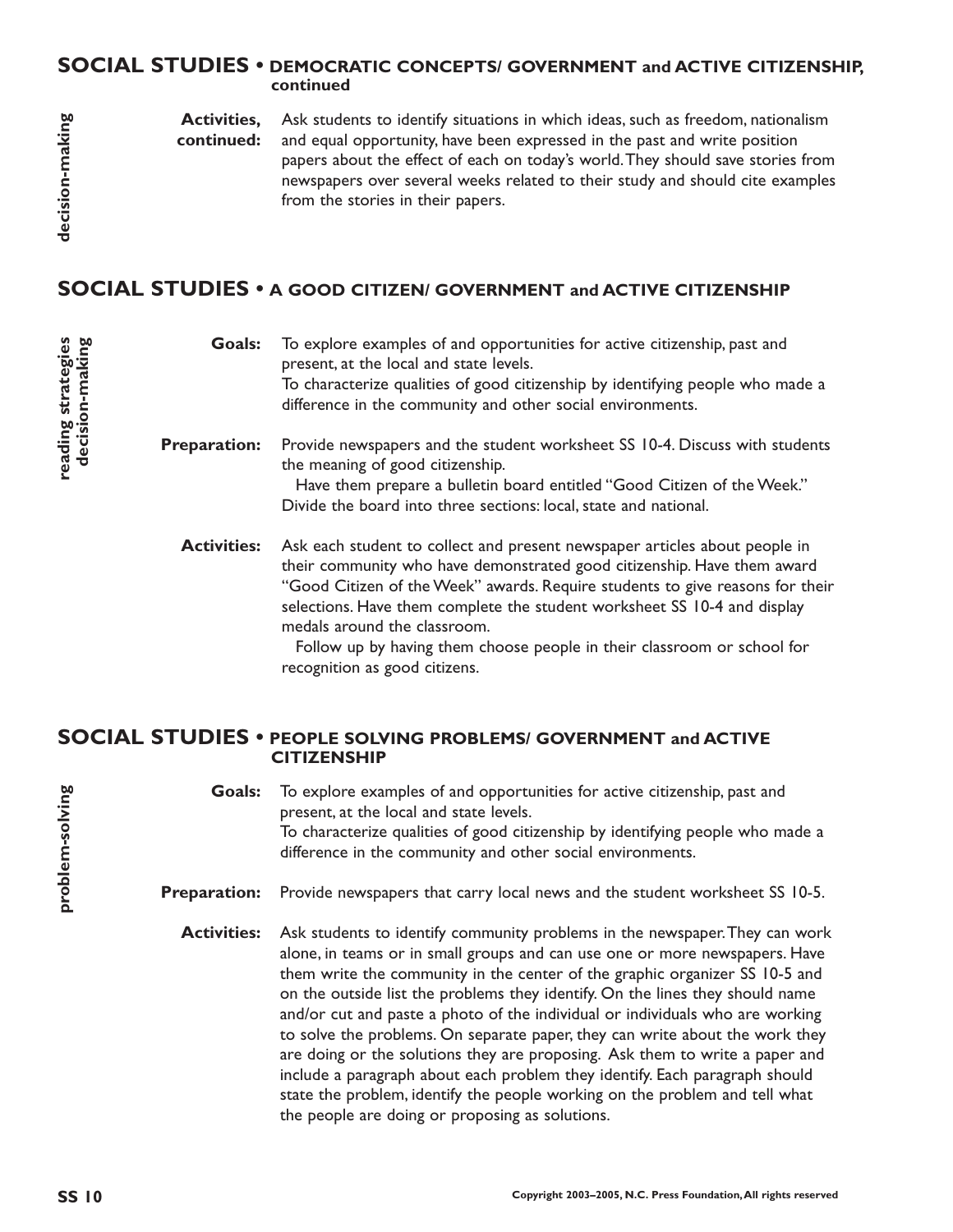## SOCIAL STUDIES • DEMOCRATIC CONCEPTS/ GOVERNMENT and ACTIVE CITIZENSHIP, continued

*decision-making*

**Activities, continued:** Ask students to identify situations in which ideas, such as freedom, nationalism and equal opportunity, have been expressed in the past and write position papers about the effect of each on today's world. They should save stories from newspapers over several weeks related to their study and should cite examples from the stories in their papers.

## SOCIAL STUDIES • A GOOD CITIZEN/ GOVERNMENT and ACTIVE CITIZENSHIP

*reading strategies, decision-making*

**Goals:** To explore examples of and opportunities for active citizenship, past and present, at the local and state levels.
To characterize qualities of good citizenship by identifying people who made a difference in the community and other social environments.

**Preparation:** Provide newspapers and the student worksheet SS 10-4. Discuss with students the meaning of good citizenship.
Have them prepare a bulletin board entitled "Good Citizen of the Week." Divide the board into three sections: local, state and national.

**Activities:** Ask each student to collect and present newspaper articles about people in their community who have demonstrated good citizenship. Have them award "Good Citizen of the Week" awards. Require students to give reasons for their selections. Have them complete the student worksheet SS 10-4 and display medals around the classroom.
Follow up by having them choose people in their classroom or school for recognition as good citizens.

## SOCIAL STUDIES • PEOPLE SOLVING PROBLEMS/ GOVERNMENT and ACTIVE CITIZENSHIP

*problem-solving*

**Goals:** To explore examples of and opportunities for active citizenship, past and present, at the local and state levels.
To characterize qualities of good citizenship by identifying people who made a difference in the community and other social environments.

**Preparation:** Provide newspapers that carry local news and the student worksheet SS 10-5.

**Activities:** Ask students to identify community problems in the newspaper. They can work alone, in teams or in small groups and can use one or more newspapers. Have them write the community in the center of the graphic organizer SS 10-5 and on the outside list the problems they identify. On the lines they should name and/or cut and paste a photo of the individual or individuals who are working to solve the problems. On separate paper, they can write about the work they are doing or the solutions they are proposing. Ask them to write a paper and include a paragraph about each problem they identify. Each paragraph should state the problem, identify the people working on the problem and tell what the people are doing or proposing as solutions.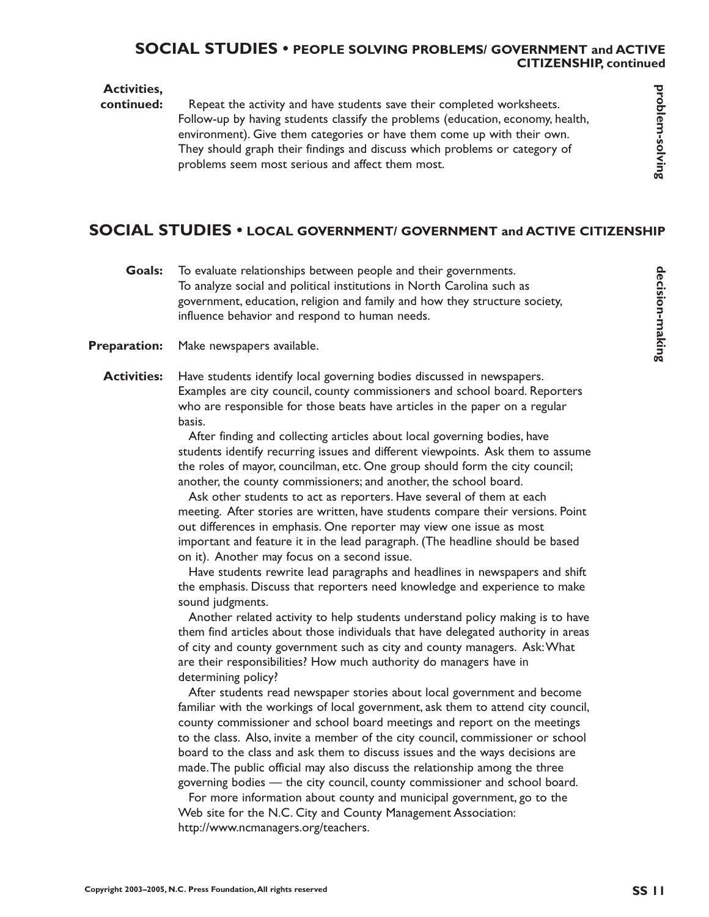## SOCIAL STUDIES • PEOPLE SOLVING PROBLEMS/ GOVERNMENT and ACTIVE CITIZENSHIP, continued

*problem-solving*

**Activities, continued:** Repeat the activity and have students save their completed worksheets. Follow-up by having students classify the problems (education, economy, health, environment). Give them categories or have them come up with their own. They should graph their findings and discuss which problems or category of problems seem most serious and affect them most.

## SOCIAL STUDIES • LOCAL GOVERNMENT/ GOVERNMENT and ACTIVE CITIZENSHIP

*decision-making*

**Goals:** To evaluate relationships between people and their governments. To analyze social and political institutions in North Carolina such as government, education, religion and family and how they structure society, influence behavior and respond to human needs.

**Preparation:** Make newspapers available.

**Activities:** Have students identify local governing bodies discussed in newspapers. Examples are city council, county commissioners and school board. Reporters who are responsible for those beats have articles in the paper on a regular basis.

After finding and collecting articles about local governing bodies, have students identify recurring issues and different viewpoints. Ask them to assume the roles of mayor, councilman, etc. One group should form the city council; another, the county commissioners; and another, the school board.

Ask other students to act as reporters. Have several of them at each meeting. After stories are written, have students compare their versions. Point out differences in emphasis. One reporter may view one issue as most important and feature it in the lead paragraph. (The headline should be based on it). Another may focus on a second issue.

Have students rewrite lead paragraphs and headlines in newspapers and shift the emphasis. Discuss that reporters need knowledge and experience to make sound judgments.

Another related activity to help students understand policy making is to have them find articles about those individuals that have delegated authority in areas of city and county government such as city and county managers. Ask: What are their responsibilities? How much authority do managers have in determining policy?

After students read newspaper stories about local government and become familiar with the workings of local government, ask them to attend city council, county commissioner and school board meetings and report on the meetings to the class. Also, invite a member of the city council, commissioner or school board to the class and ask them to discuss issues and the ways decisions are made. The public official may also discuss the relationship among the three governing bodies — the city council, county commissioner and school board.

For more information about county and municipal government, go to the Web site for the N.C. City and County Management Association: http://www.ncmanagers.org/teachers.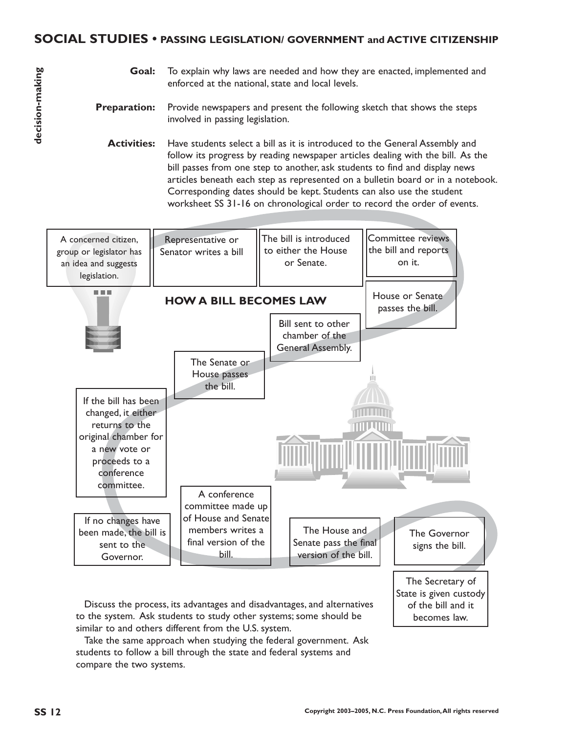## SOCIAL STUDIES • PASSING LEGISLATION/ GOVERNMENT and ACTIVE CITIZENSHIP

decision-making

**Goal:** To explain why laws are needed and how they are enacted, implemented and enforced at the national, state and local levels.

**Preparation:** Provide newspapers and present the following sketch that shows the steps involved in passing legislation.

**Activities:** Have students select a bill as it is introduced to the General Assembly and follow its progress by reading newspaper articles dealing with the bill. As the bill passes from one step to another, ask students to find and display news articles beneath each step as represented on a bulletin board or in a notebook. Corresponding dates should be kept. Students can also use the student worksheet SS 31-16 on chronological order to record the order of events.

### HOW A BILL BECOMES LAW

- A concerned citizen, group or legislator has an idea and suggests legislation.
- Representative or Senator writes a bill
- The bill is introduced to either the House or Senate.
- Committee reviews the bill and reports on it.
- House or Senate passes the bill.
- Bill sent to other chamber of the General Assembly.
- The Senate or House passes the bill.
- If the bill has been changed, it either returns to the original chamber for a new vote or proceeds to a conference committee.
- If no changes have been made, the bill is sent to the Governor.
- A conference committee made up of House and Senate members writes a final version of the bill.
- The House and Senate pass the final version of the bill.
- The Governor signs the bill.
- The Secretary of State is given custody of the bill and it becomes law.

Discuss the process, its advantages and disadvantages, and alternatives to the system. Ask students to study other systems; some should be similar to and others different from the U.S. system.

Take the same approach when studying the federal government. Ask students to follow a bill through the state and federal systems and compare the two systems.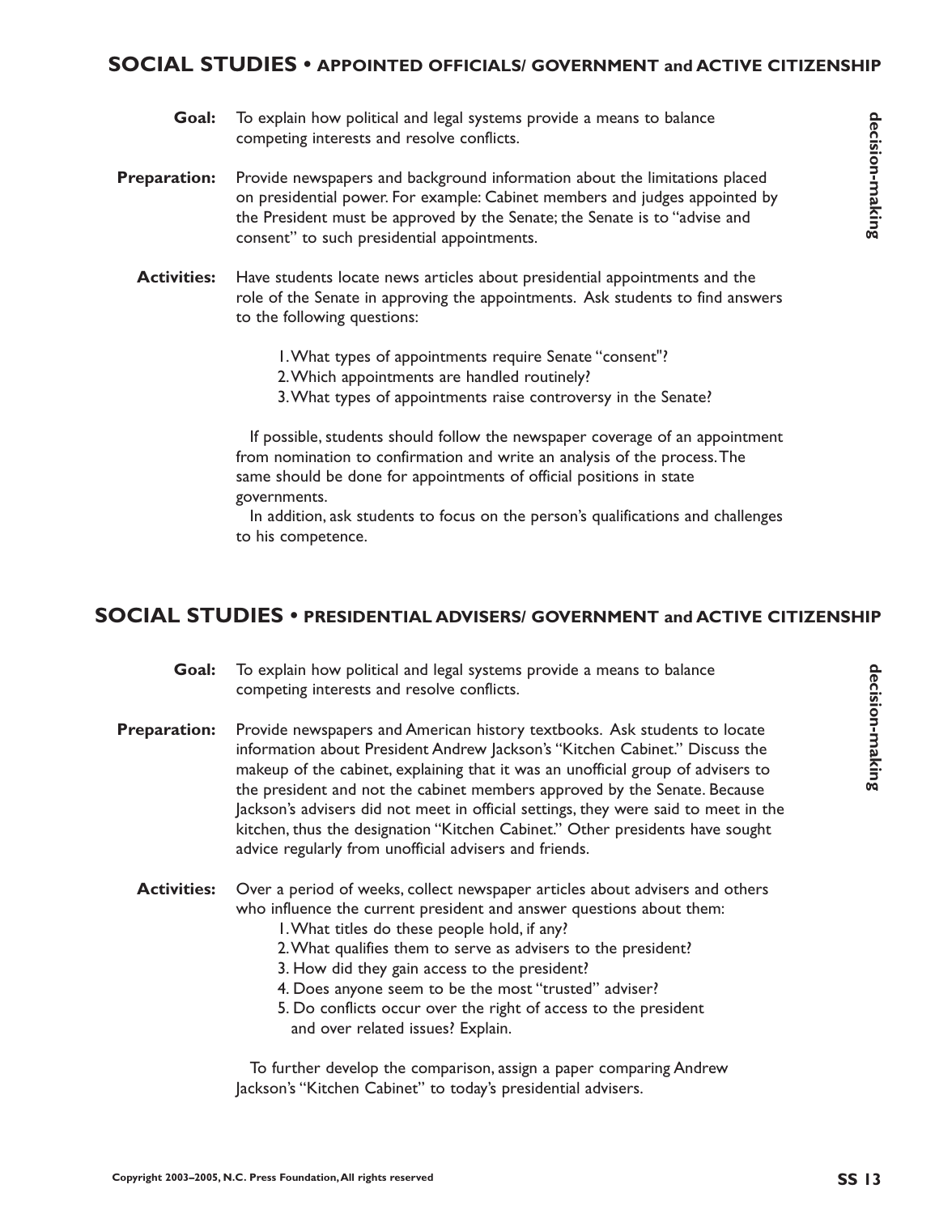## SOCIAL STUDIES • APPOINTED OFFICIALS/ GOVERNMENT and ACTIVE CITIZENSHIP

*decision-making*

**Goal:** To explain how political and legal systems provide a means to balance competing interests and resolve conflicts.

**Preparation:** Provide newspapers and background information about the limitations placed on presidential power. For example: Cabinet members and judges appointed by the President must be approved by the Senate; the Senate is to "advise and consent" to such presidential appointments.

**Activities:** Have students locate news articles about presidential appointments and the role of the Senate in approving the appointments. Ask students to find answers to the following questions:

1. What types of appointments require Senate "consent"?
2. Which appointments are handled routinely?
3. What types of appointments raise controversy in the Senate?

If possible, students should follow the newspaper coverage of an appointment from nomination to confirmation and write an analysis of the process. The same should be done for appointments of official positions in state governments.

In addition, ask students to focus on the person's qualifications and challenges to his competence.

## SOCIAL STUDIES • PRESIDENTIAL ADVISERS/ GOVERNMENT and ACTIVE CITIZENSHIP

*decision-making*

**Goal:** To explain how political and legal systems provide a means to balance competing interests and resolve conflicts.

**Preparation:** Provide newspapers and American history textbooks. Ask students to locate information about President Andrew Jackson's "Kitchen Cabinet." Discuss the makeup of the cabinet, explaining that it was an unofficial group of advisers to the president and not the cabinet members approved by the Senate. Because Jackson's advisers did not meet in official settings, they were said to meet in the kitchen, thus the designation "Kitchen Cabinet." Other presidents have sought advice regularly from unofficial advisers and friends.

**Activities:** Over a period of weeks, collect newspaper articles about advisers and others who influence the current president and answer questions about them:

1. What titles do these people hold, if any?
2. What qualifies them to serve as advisers to the president?
3. How did they gain access to the president?
4. Does anyone seem to be the most "trusted" adviser?
5. Do conflicts occur over the right of access to the president and over related issues? Explain.

To further develop the comparison, assign a paper comparing Andrew Jackson's "Kitchen Cabinet" to today's presidential advisers.

Copyright 2003–2005, N.C. Press Foundation, All rights reserved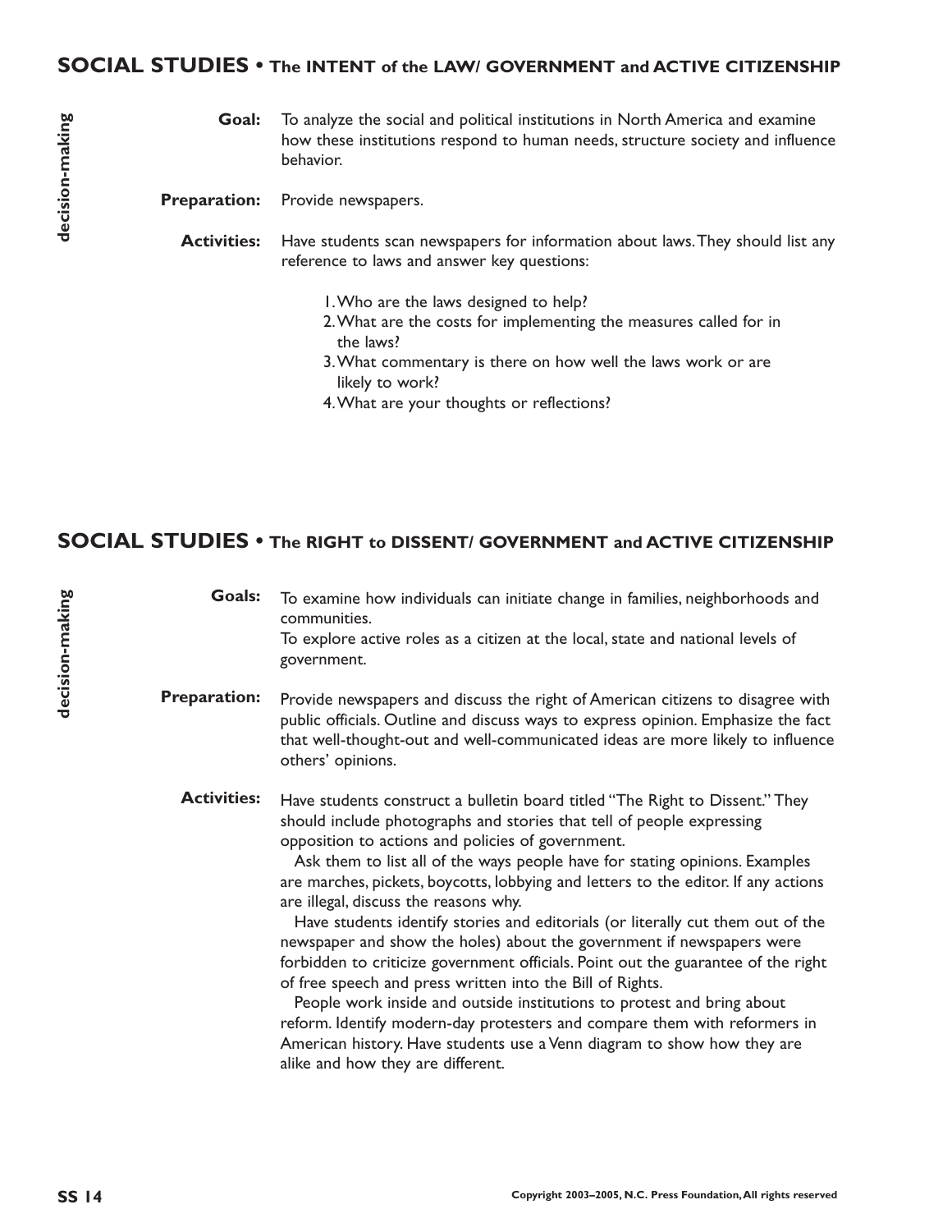## SOCIAL STUDIES • The INTENT of the LAW/ GOVERNMENT and ACTIVE CITIZENSHIP

decision-making

**Goal:** To analyze the social and political institutions in North America and examine how these institutions respond to human needs, structure society and influence behavior.

**Preparation:** Provide newspapers.

**Activities:** Have students scan newspapers for information about laws. They should list any reference to laws and answer key questions:

1. Who are the laws designed to help?
2. What are the costs for implementing the measures called for in the laws?
3. What commentary is there on how well the laws work or are likely to work?
4. What are your thoughts or reflections?

## SOCIAL STUDIES • The RIGHT to DISSENT/ GOVERNMENT and ACTIVE CITIZENSHIP

decision-making

**Goals:** To examine how individuals can initiate change in families, neighborhoods and communities.
To explore active roles as a citizen at the local, state and national levels of government.

**Preparation:** Provide newspapers and discuss the right of American citizens to disagree with public officials. Outline and discuss ways to express opinion. Emphasize the fact that well-thought-out and well-communicated ideas are more likely to influence others' opinions.

**Activities:** Have students construct a bulletin board titled "The Right to Dissent." They should include photographs and stories that tell of people expressing opposition to actions and policies of government.

Ask them to list all of the ways people have for stating opinions. Examples are marches, pickets, boycotts, lobbying and letters to the editor. If any actions are illegal, discuss the reasons why.

Have students identify stories and editorials (or literally cut them out of the newspaper and show the holes) about the government if newspapers were forbidden to criticize government officials. Point out the guarantee of the right of free speech and press written into the Bill of Rights.

People work inside and outside institutions to protest and bring about reform. Identify modern-day protesters and compare them with reformers in American history. Have students use a Venn diagram to show how they are alike and how they are different.

Copyright 2003–2005, N.C. Press Foundation, All rights reserved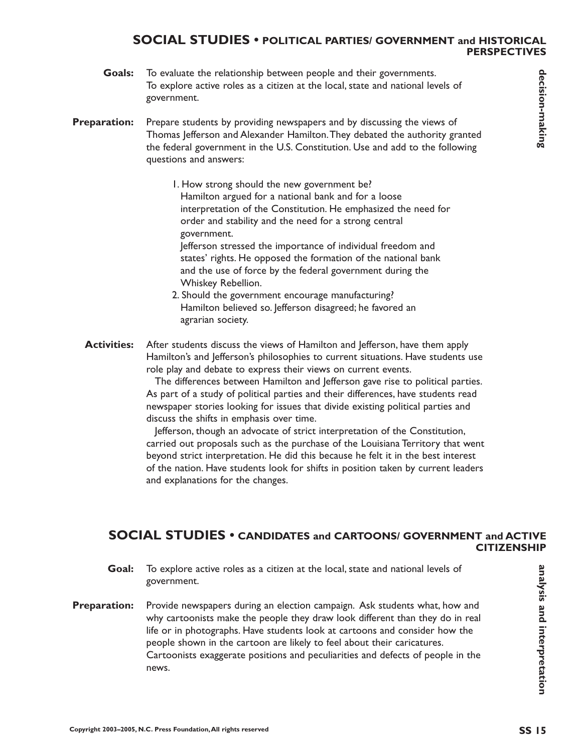## SOCIAL STUDIES • POLITICAL PARTIES/ GOVERNMENT and HISTORICAL PERSPECTIVES

*decision-making*

**Goals:** To evaluate the relationship between people and their governments.
To explore active roles as a citizen at the local, state and national levels of government.

**Preparation:** Prepare students by providing newspapers and by discussing the views of Thomas Jefferson and Alexander Hamilton. They debated the authority granted the federal government in the U.S. Constitution. Use and add to the following questions and answers:

1. How strong should the new government be?
   Hamilton argued for a national bank and for a loose interpretation of the Constitution. He emphasized the need for order and stability and the need for a strong central government.
   Jefferson stressed the importance of individual freedom and states' rights. He opposed the formation of the national bank and the use of force by the federal government during the Whiskey Rebellion.
2. Should the government encourage manufacturing?
   Hamilton believed so. Jefferson disagreed; he favored an agrarian society.

**Activities:** After students discuss the views of Hamilton and Jefferson, have them apply Hamilton's and Jefferson's philosophies to current situations. Have students use role play and debate to express their views on current events.

The differences between Hamilton and Jefferson gave rise to political parties. As part of a study of political parties and their differences, have students read newspaper stories looking for issues that divide existing political parties and discuss the shifts in emphasis over time.

Jefferson, though an advocate of strict interpretation of the Constitution, carried out proposals such as the purchase of the Louisiana Territory that went beyond strict interpretation. He did this because he felt it in the best interest of the nation. Have students look for shifts in position taken by current leaders and explanations for the changes.

## SOCIAL STUDIES • CANDIDATES and CARTOONS/ GOVERNMENT and ACTIVE CITIZENSHIP

*analysis and interpretation*

**Goal:** To explore active roles as a citizen at the local, state and national levels of government.

**Preparation:** Provide newspapers during an election campaign. Ask students what, how and why cartoonists make the people they draw look different than they do in real life or in photographs. Have students look at cartoons and consider how the people shown in the cartoon are likely to feel about their caricatures. Cartoonists exaggerate positions and peculiarities and defects of people in the news.

Copyright 2003–2005, N.C. Press Foundation, All rights reserved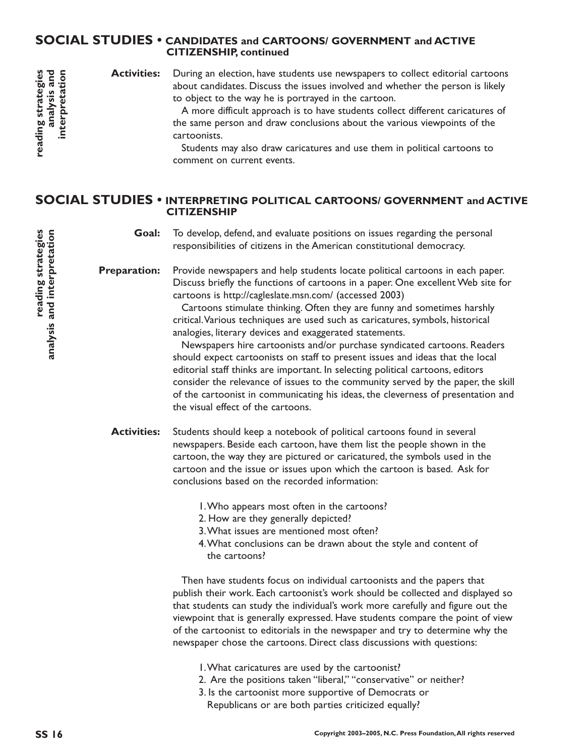## SOCIAL STUDIES • CANDIDATES and CARTOONS/ GOVERNMENT and ACTIVE CITIZENSHIP, continued

*reading strategies analysis and interpretation*

**Activities:** During an election, have students use newspapers to collect editorial cartoons about candidates. Discuss the issues involved and whether the person is likely to object to the way he is portrayed in the cartoon.

A more difficult approach is to have students collect different caricatures of the same person and draw conclusions about the various viewpoints of the cartoonists.

Students may also draw caricatures and use them in political cartoons to comment on current events.

## SOCIAL STUDIES • INTERPRETING POLITICAL CARTOONS/ GOVERNMENT and ACTIVE CITIZENSHIP

*reading strategies analysis and interpretation*

**Goal:** To develop, defend, and evaluate positions on issues regarding the personal responsibilities of citizens in the American constitutional democracy.

**Preparation:** Provide newspapers and help students locate political cartoons in each paper. Discuss briefly the functions of cartoons in a paper. One excellent Web site for cartoons is http://cagleslate.msn.com/ (accessed 2003)

Cartoons stimulate thinking. Often they are funny and sometimes harshly critical. Various techniques are used such as caricatures, symbols, historical analogies, literary devices and exaggerated statements.

Newspapers hire cartoonists and/or purchase syndicated cartoons. Readers should expect cartoonists on staff to present issues and ideas that the local editorial staff thinks are important. In selecting political cartoons, editors consider the relevance of issues to the community served by the paper, the skill of the cartoonist in communicating his ideas, the cleverness of presentation and the visual effect of the cartoons.

**Activities:** Students should keep a notebook of political cartoons found in several newspapers. Beside each cartoon, have them list the people shown in the cartoon, the way they are pictured or caricatured, the symbols used in the cartoon and the issue or issues upon which the cartoon is based. Ask for conclusions based on the recorded information:

1. Who appears most often in the cartoons?
2. How are they generally depicted?
3. What issues are mentioned most often?
4. What conclusions can be drawn about the style and content of the cartoons?

Then have students focus on individual cartoonists and the papers that publish their work. Each cartoonist's work should be collected and displayed so that students can study the individual's work more carefully and figure out the viewpoint that is generally expressed. Have students compare the point of view of the cartoonist to editorials in the newspaper and try to determine why the newspaper chose the cartoons. Direct class discussions with questions:

1. What caricatures are used by the cartoonist?
2. Are the positions taken "liberal," "conservative" or neither?
3. Is the cartoonist more supportive of Democrats or Republicans or are both parties criticized equally?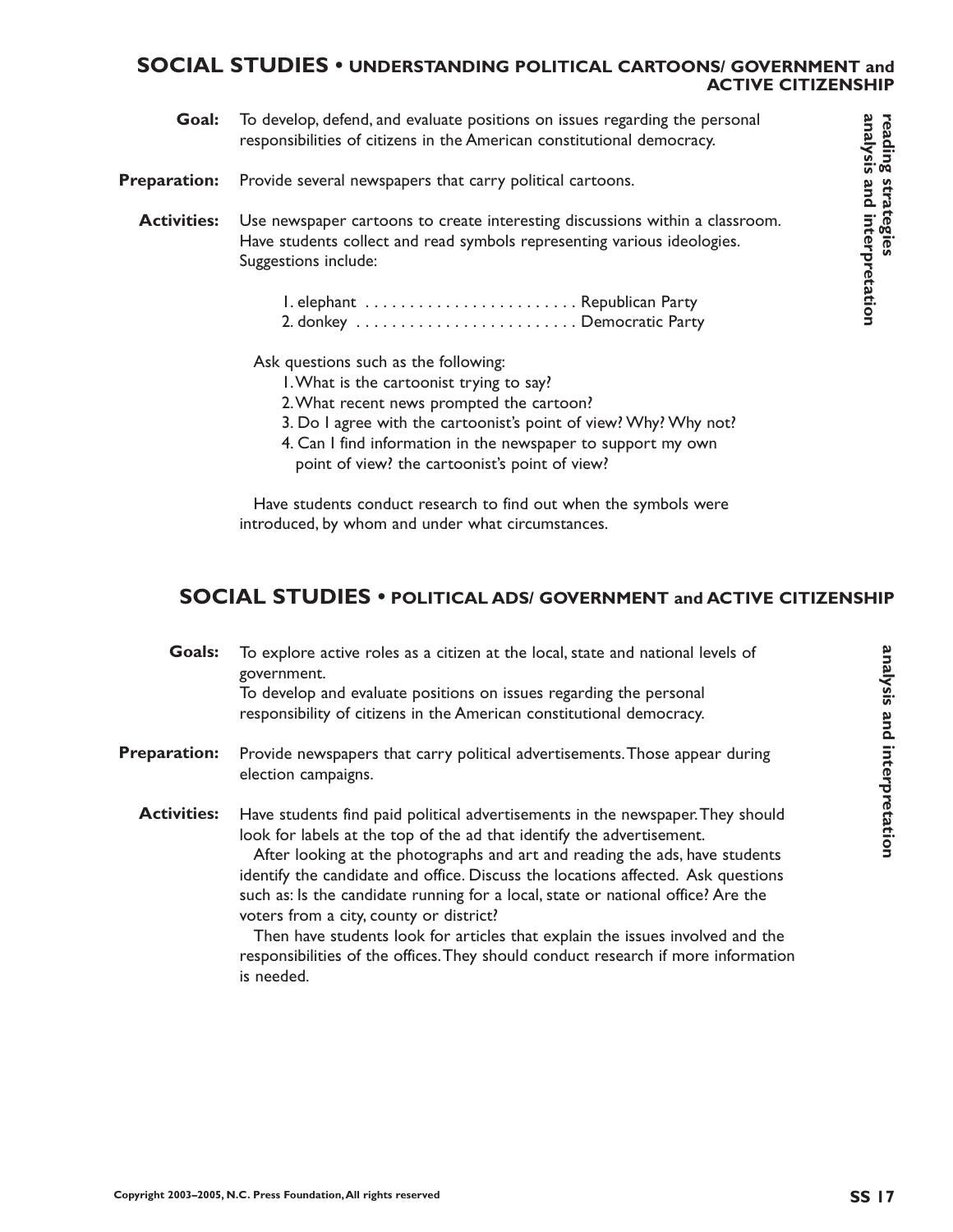## SOCIAL STUDIES • UNDERSTANDING POLITICAL CARTOONS/ GOVERNMENT and ACTIVE CITIZENSHIP

*reading strategies*
*analysis and interpretation*

**Goal:** To develop, defend, and evaluate positions on issues regarding the personal responsibilities of citizens in the American constitutional democracy.

**Preparation:** Provide several newspapers that carry political cartoons.

**Activities:** Use newspaper cartoons to create interesting discussions within a classroom. Have students collect and read symbols representing various ideologies. Suggestions include:

1. elephant . . . . . . . . . . . . . . . . . . . . . . . . Republican Party
2. donkey . . . . . . . . . . . . . . . . . . . . . . . . . Democratic Party

Ask questions such as the following:

1. What is the cartoonist trying to say?
2. What recent news prompted the cartoon?
3. Do I agree with the cartoonist's point of view? Why? Why not?
4. Can I find information in the newspaper to support my own point of view? the cartoonist's point of view?

Have students conduct research to find out when the symbols were introduced, by whom and under what circumstances.

## SOCIAL STUDIES • POLITICAL ADS/ GOVERNMENT and ACTIVE CITIZENSHIP

*analysis and interpretation*

**Goals:** To explore active roles as a citizen at the local, state and national levels of government.
To develop and evaluate positions on issues regarding the personal responsibility of citizens in the American constitutional democracy.

**Preparation:** Provide newspapers that carry political advertisements. Those appear during election campaigns.

**Activities:** Have students find paid political advertisements in the newspaper. They should look for labels at the top of the ad that identify the advertisement.

After looking at the photographs and art and reading the ads, have students identify the candidate and office. Discuss the locations affected. Ask questions such as: Is the candidate running for a local, state or national office? Are the voters from a city, county or district?

Then have students look for articles that explain the issues involved and the responsibilities of the offices. They should conduct research if more information is needed.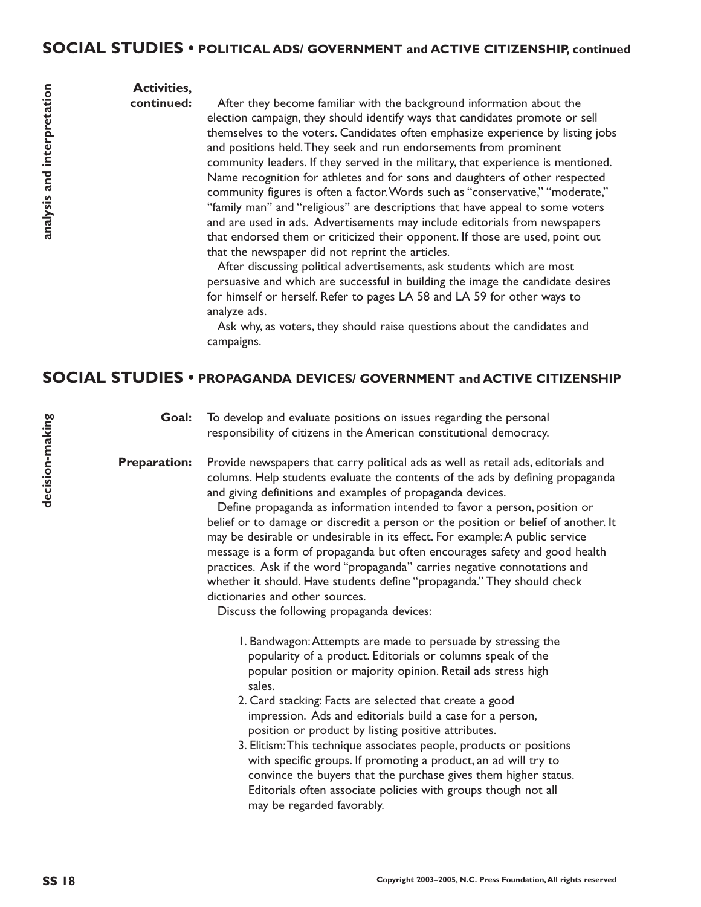## SOCIAL STUDIES • POLITICAL ADS/ GOVERNMENT and ACTIVE CITIZENSHIP, continued

*analysis and interpretation*

**Activities, continued:** After they become familiar with the background information about the election campaign, they should identify ways that candidates promote or sell themselves to the voters. Candidates often emphasize experience by listing jobs and positions held. They seek and run endorsements from prominent community leaders. If they served in the military, that experience is mentioned. Name recognition for athletes and for sons and daughters of other respected community figures is often a factor. Words such as "conservative," "moderate," "family man" and "religious" are descriptions that have appeal to some voters and are used in ads. Advertisements may include editorials from newspapers that endorsed them or criticized their opponent. If those are used, point out that the newspaper did not reprint the articles.

After discussing political advertisements, ask students which are most persuasive and which are successful in building the image the candidate desires for himself or herself. Refer to pages LA 58 and LA 59 for other ways to analyze ads.

Ask why, as voters, they should raise questions about the candidates and campaigns.

## SOCIAL STUDIES • PROPAGANDA DEVICES/ GOVERNMENT and ACTIVE CITIZENSHIP

*decision-making*

**Goal:** To develop and evaluate positions on issues regarding the personal responsibility of citizens in the American constitutional democracy.

**Preparation:** Provide newspapers that carry political ads as well as retail ads, editorials and columns. Help students evaluate the contents of the ads by defining propaganda and giving definitions and examples of propaganda devices.

Define propaganda as information intended to favor a person, position or belief or to damage or discredit a person or the position or belief of another. It may be desirable or undesirable in its effect. For example: A public service message is a form of propaganda but often encourages safety and good health practices. Ask if the word "propaganda" carries negative connotations and whether it should. Have students define "propaganda." They should check dictionaries and other sources.

Discuss the following propaganda devices:

1. Bandwagon: Attempts are made to persuade by stressing the popularity of a product. Editorials or columns speak of the popular position or majority opinion. Retail ads stress high sales.
2. Card stacking: Facts are selected that create a good impression. Ads and editorials build a case for a person, position or product by listing positive attributes.
3. Elitism: This technique associates people, products or positions with specific groups. If promoting a product, an ad will try to convince the buyers that the purchase gives them higher status. Editorials often associate policies with groups though not all may be regarded favorably.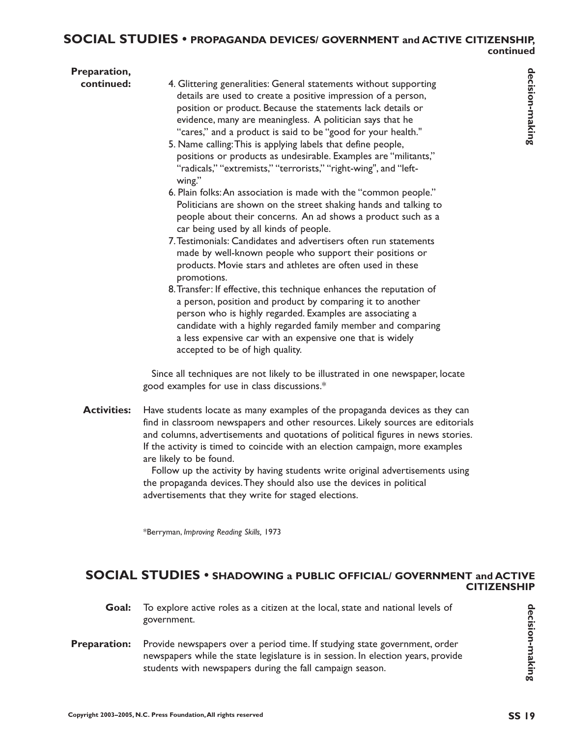## SOCIAL STUDIES • PROPAGANDA DEVICES/ GOVERNMENT and ACTIVE CITIZENSHIP, continued

**Preparation, continued:**

4. Glittering generalities: General statements without supporting details are used to create a positive impression of a person, position or product. Because the statements lack details or evidence, many are meaningless. A politician says that he "cares," and a product is said to be "good for your health."
5. Name calling: This is applying labels that define people, positions or products as undesirable. Examples are "militants," "radicals," "extremists," "terrorists," "right-wing", and "left-wing."
6. Plain folks: An association is made with the "common people." Politicians are shown on the street shaking hands and talking to people about their concerns. An ad shows a product such as a car being used by all kinds of people.
7. Testimonials: Candidates and advertisers often run statements made by well-known people who support their positions or products. Movie stars and athletes are often used in these promotions.
8. Transfer: If effective, this technique enhances the reputation of a person, position and product by comparing it to another person who is highly regarded. Examples are associating a candidate with a highly regarded family member and comparing a less expensive car with an expensive one that is widely accepted to be of high quality.

Since all techniques are not likely to be illustrated in one newspaper, locate good examples for use in class discussions.*

**Activities:** Have students locate as many examples of the propaganda devices as they can find in classroom newspapers and other resources. Likely sources are editorials and columns, advertisements and quotations of political figures in news stories. If the activity is timed to coincide with an election campaign, more examples are likely to be found.

Follow up the activity by having students write original advertisements using the propaganda devices. They should also use the devices in political advertisements that they write for staged elections.

*Berryman, *Improving Reading Skills,* 1973

decision-making

## SOCIAL STUDIES • SHADOWING a PUBLIC OFFICIAL/ GOVERNMENT and ACTIVE CITIZENSHIP

**Goal:** To explore active roles as a citizen at the local, state and national levels of government.

**Preparation:** Provide newspapers over a period time. If studying state government, order newspapers while the state legislature is in session. In election years, provide students with newspapers during the fall campaign season.

decision-making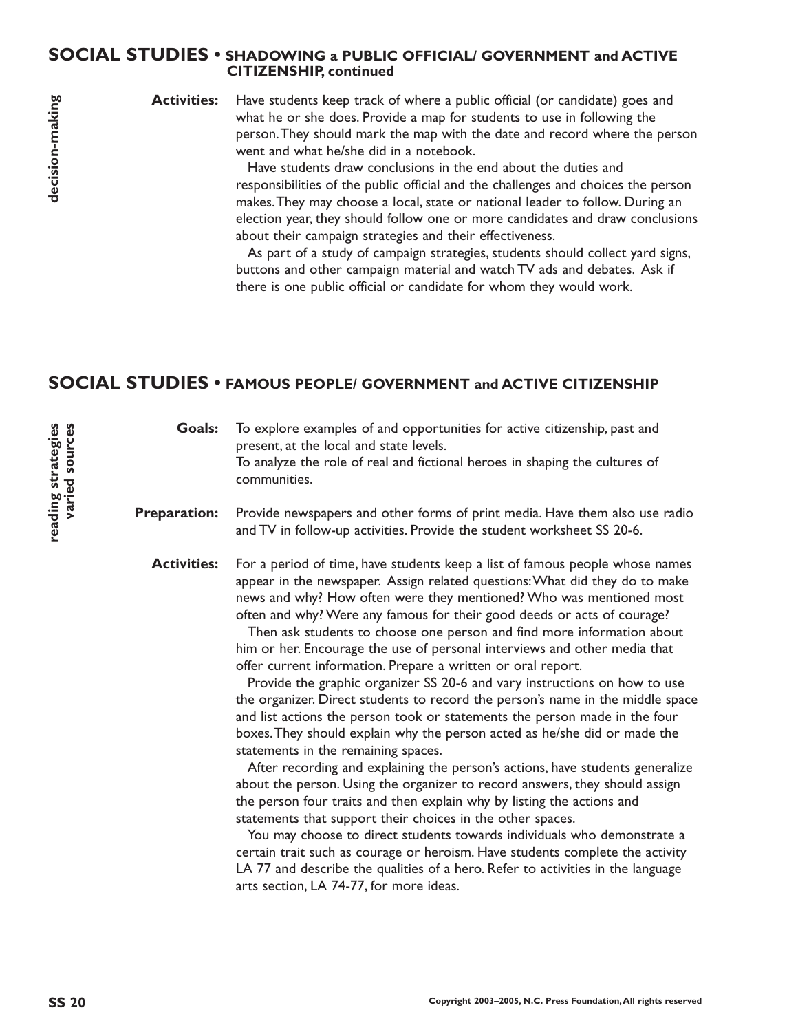## SOCIAL STUDIES • SHADOWING a PUBLIC OFFICIAL/ GOVERNMENT and ACTIVE CITIZENSHIP, continued

*decision-making*

**Activities:** Have students keep track of where a public official (or candidate) goes and what he or she does. Provide a map for students to use in following the person. They should mark the map with the date and record where the person went and what he/she did in a notebook.

Have students draw conclusions in the end about the duties and responsibilities of the public official and the challenges and choices the person makes. They may choose a local, state or national leader to follow. During an election year, they should follow one or more candidates and draw conclusions about their campaign strategies and their effectiveness.

As part of a study of campaign strategies, students should collect yard signs, buttons and other campaign material and watch TV ads and debates. Ask if there is one public official or candidate for whom they would work.

## SOCIAL STUDIES • FAMOUS PEOPLE/ GOVERNMENT and ACTIVE CITIZENSHIP

*reading strategies*
*varied sources*

**Goals:** To explore examples of and opportunities for active citizenship, past and present, at the local and state levels.
To analyze the role of real and fictional heroes in shaping the cultures of communities.

**Preparation:** Provide newspapers and other forms of print media. Have them also use radio and TV in follow-up activities. Provide the student worksheet SS 20-6.

**Activities:** For a period of time, have students keep a list of famous people whose names appear in the newspaper. Assign related questions: What did they do to make news and why? How often were they mentioned? Who was mentioned most often and why? Were any famous for their good deeds or acts of courage?

Then ask students to choose one person and find more information about him or her. Encourage the use of personal interviews and other media that offer current information. Prepare a written or oral report.

Provide the graphic organizer SS 20-6 and vary instructions on how to use the organizer. Direct students to record the person's name in the middle space and list actions the person took or statements the person made in the four boxes. They should explain why the person acted as he/she did or made the statements in the remaining spaces.

After recording and explaining the person's actions, have students generalize about the person. Using the organizer to record answers, they should assign the person four traits and then explain why by listing the actions and statements that support their choices in the other spaces.

You may choose to direct students towards individuals who demonstrate a certain trait such as courage or heroism. Have students complete the activity LA 77 and describe the qualities of a hero. Refer to activities in the language arts section, LA 74-77, for more ideas.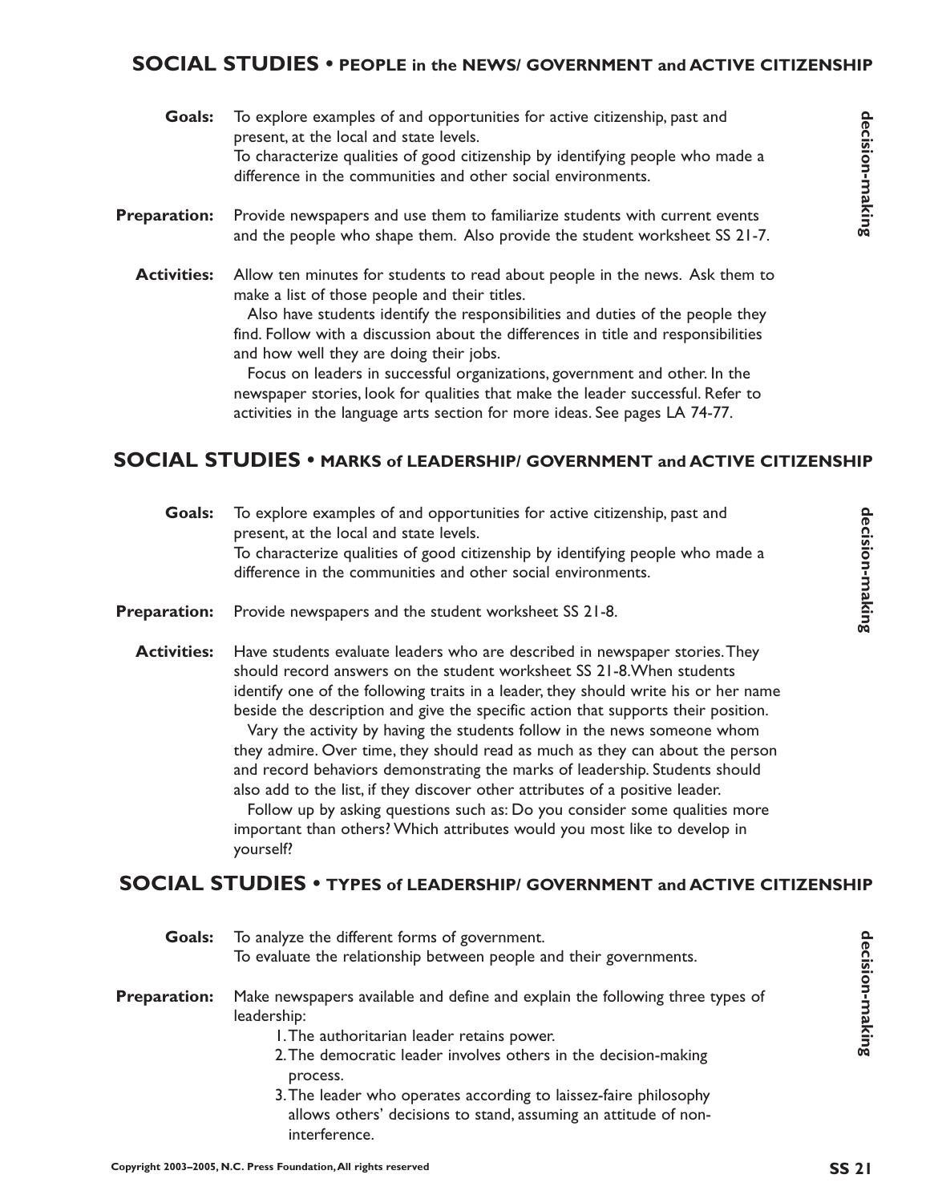## SOCIAL STUDIES • PEOPLE in the NEWS/ GOVERNMENT and ACTIVE CITIZENSHIP

*decision-making*

**Goals:** To explore examples of and opportunities for active citizenship, past and present, at the local and state levels.
To characterize qualities of good citizenship by identifying people who made a difference in the communities and other social environments.

**Preparation:** Provide newspapers and use them to familiarize students with current events and the people who shape them. Also provide the student worksheet SS 21-7.

**Activities:** Allow ten minutes for students to read about people in the news. Ask them to make a list of those people and their titles.

Also have students identify the responsibilities and duties of the people they find. Follow with a discussion about the differences in title and responsibilities and how well they are doing their jobs.

Focus on leaders in successful organizations, government and other. In the newspaper stories, look for qualities that make the leader successful. Refer to activities in the language arts section for more ideas. See pages LA 74-77.

## SOCIAL STUDIES • MARKS of LEADERSHIP/ GOVERNMENT and ACTIVE CITIZENSHIP

*decision-making*

**Goals:** To explore examples of and opportunities for active citizenship, past and present, at the local and state levels.
To characterize qualities of good citizenship by identifying people who made a difference in the communities and other social environments.

**Preparation:** Provide newspapers and the student worksheet SS 21-8.

**Activities:** Have students evaluate leaders who are described in newspaper stories. They should record answers on the student worksheet SS 21-8. When students identify one of the following traits in a leader, they should write his or her name beside the description and give the specific action that supports their position.

Vary the activity by having the students follow in the news someone whom they admire. Over time, they should read as much as they can about the person and record behaviors demonstrating the marks of leadership. Students should also add to the list, if they discover other attributes of a positive leader.

Follow up by asking questions such as: Do you consider some qualities more important than others? Which attributes would you most like to develop in yourself?

## SOCIAL STUDIES • TYPES of LEADERSHIP/ GOVERNMENT and ACTIVE CITIZENSHIP

*decision-making*

**Goals:** To analyze the different forms of government.
To evaluate the relationship between people and their governments.

**Preparation:** Make newspapers available and define and explain the following three types of leadership:

1. The authoritarian leader retains power.
2. The democratic leader involves others in the decision-making process.
3. The leader who operates according to laissez-faire philosophy allows others' decisions to stand, assuming an attitude of non-interference.

Copyright 2003–2005, N.C. Press Foundation, All rights reserved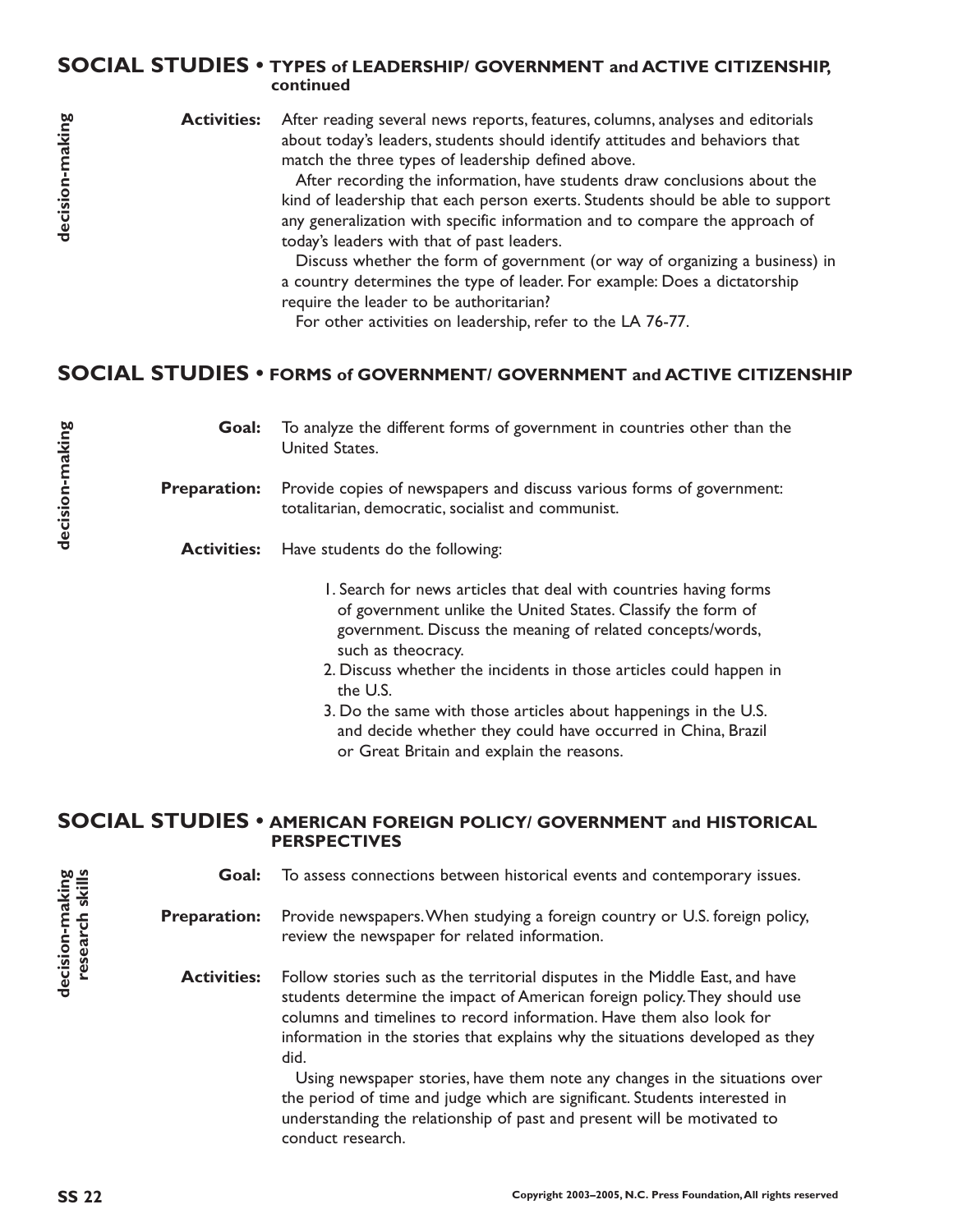## SOCIAL STUDIES • TYPES of LEADERSHIP/ GOVERNMENT and ACTIVE CITIZENSHIP, continued

*decision-making*

**Activities:** After reading several news reports, features, columns, analyses and editorials about today's leaders, students should identify attitudes and behaviors that match the three types of leadership defined above.

After recording the information, have students draw conclusions about the kind of leadership that each person exerts. Students should be able to support any generalization with specific information and to compare the approach of today's leaders with that of past leaders.

Discuss whether the form of government (or way of organizing a business) in a country determines the type of leader. For example: Does a dictatorship require the leader to be authoritarian?

For other activities on leadership, refer to the LA 76-77.

## SOCIAL STUDIES • FORMS of GOVERNMENT/ GOVERNMENT and ACTIVE CITIZENSHIP

*decision-making*

**Goal:** To analyze the different forms of government in countries other than the United States.

**Preparation:** Provide copies of newspapers and discuss various forms of government: totalitarian, democratic, socialist and communist.

**Activities:** Have students do the following:

1. Search for news articles that deal with countries having forms of government unlike the United States. Classify the form of government. Discuss the meaning of related concepts/words, such as theocracy.
2. Discuss whether the incidents in those articles could happen in the U.S.
3. Do the same with those articles about happenings in the U.S. and decide whether they could have occurred in China, Brazil or Great Britain and explain the reasons.

## SOCIAL STUDIES • AMERICAN FOREIGN POLICY/ GOVERNMENT and HISTORICAL PERSPECTIVES

*decision-making*
*research skills*

**Goal:** To assess connections between historical events and contemporary issues.

**Preparation:** Provide newspapers. When studying a foreign country or U.S. foreign policy, review the newspaper for related information.

**Activities:** Follow stories such as the territorial disputes in the Middle East, and have students determine the impact of American foreign policy. They should use columns and timelines to record information. Have them also look for information in the stories that explains why the situations developed as they did.

Using newspaper stories, have them note any changes in the situations over the period of time and judge which are significant. Students interested in understanding the relationship of past and present will be motivated to conduct research.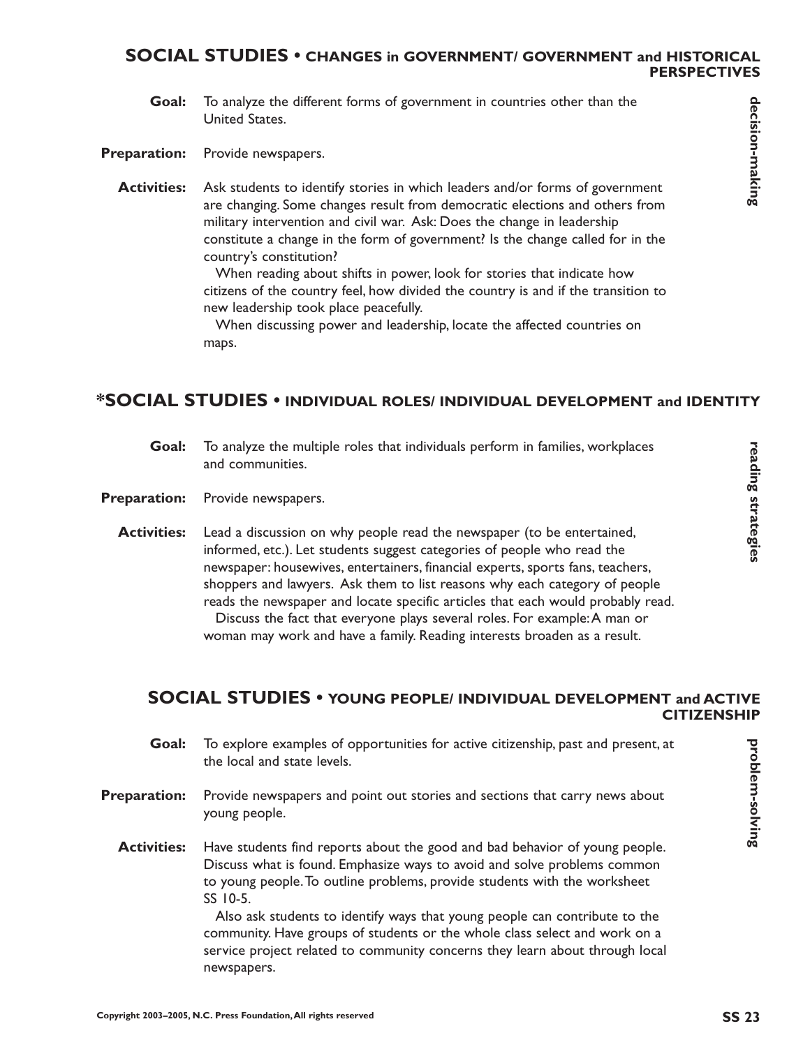## SOCIAL STUDIES • CHANGES in GOVERNMENT/ GOVERNMENT and HISTORICAL PERSPECTIVES

**decision-making**

**Goal:** To analyze the different forms of government in countries other than the United States.

**Preparation:** Provide newspapers.

**Activities:** Ask students to identify stories in which leaders and/or forms of government are changing. Some changes result from democratic elections and others from military intervention and civil war. Ask: Does the change in leadership constitute a change in the form of government? Is the change called for in the country's constitution?

When reading about shifts in power, look for stories that indicate how citizens of the country feel, how divided the country is and if the transition to new leadership took place peacefully.

When discussing power and leadership, locate the affected countries on maps.

## *SOCIAL STUDIES • INDIVIDUAL ROLES/ INDIVIDUAL DEVELOPMENT and IDENTITY

**reading strategies**

**Goal:** To analyze the multiple roles that individuals perform in families, workplaces and communities.

**Preparation:** Provide newspapers.

**Activities:** Lead a discussion on why people read the newspaper (to be entertained, informed, etc.). Let students suggest categories of people who read the newspaper: housewives, entertainers, financial experts, sports fans, teachers, shoppers and lawyers. Ask them to list reasons why each category of people reads the newspaper and locate specific articles that each would probably read.

Discuss the fact that everyone plays several roles. For example: A man or woman may work and have a family. Reading interests broaden as a result.

## SOCIAL STUDIES • YOUNG PEOPLE/ INDIVIDUAL DEVELOPMENT and ACTIVE CITIZENSHIP

**problem-solving**

**Goal:** To explore examples of opportunities for active citizenship, past and present, at the local and state levels.

**Preparation:** Provide newspapers and point out stories and sections that carry news about young people.

**Activities:** Have students find reports about the good and bad behavior of young people. Discuss what is found. Emphasize ways to avoid and solve problems common to young people. To outline problems, provide students with the worksheet SS 10-5.

Also ask students to identify ways that young people can contribute to the community. Have groups of students or the whole class select and work on a service project related to community concerns they learn about through local newspapers.

Copyright 2003–2005, N.C. Press Foundation, All rights reserved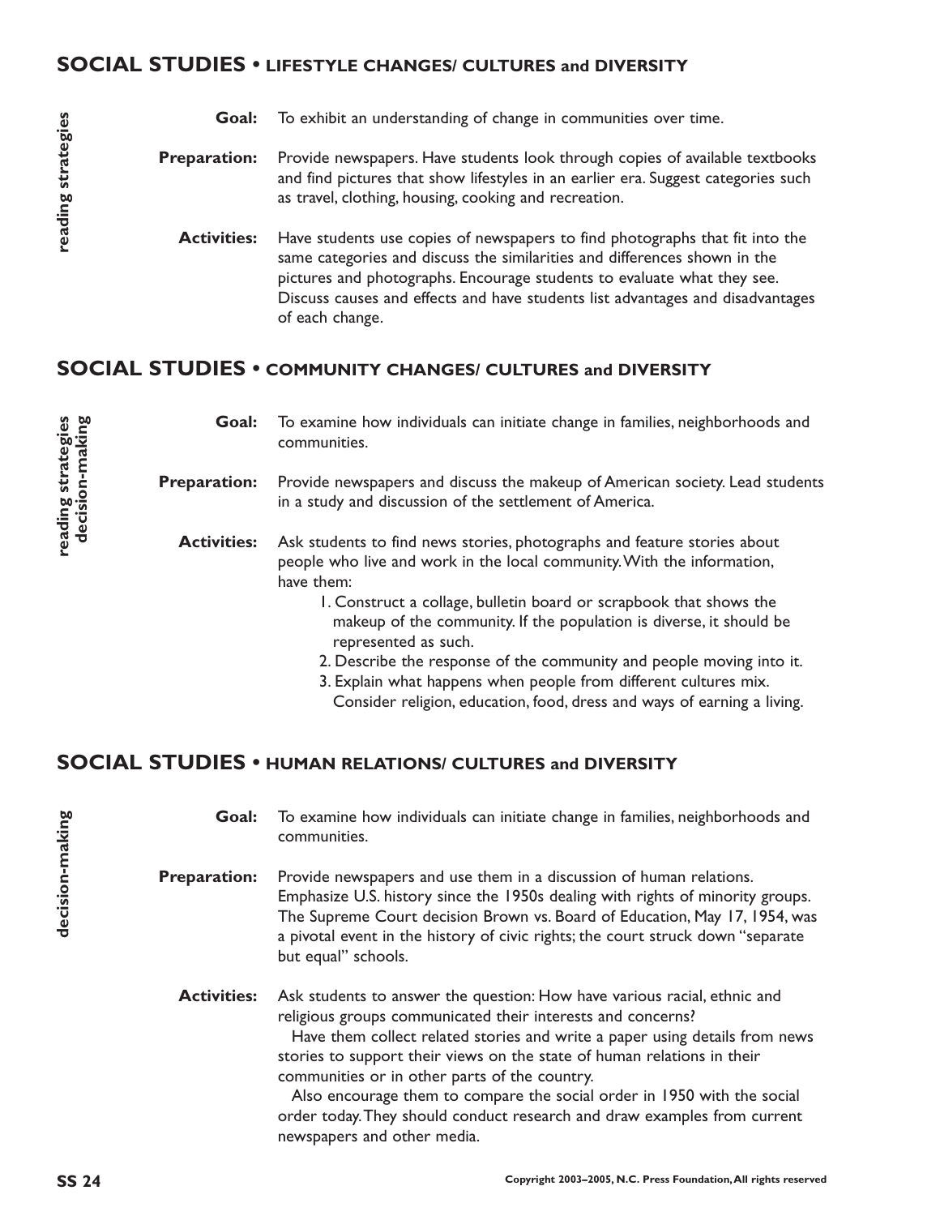## SOCIAL STUDIES • LIFESTYLE CHANGES/ CULTURES and DIVERSITY

*reading strategies*

**Goal:** To exhibit an understanding of change in communities over time.

**Preparation:** Provide newspapers. Have students look through copies of available textbooks and find pictures that show lifestyles in an earlier era. Suggest categories such as travel, clothing, housing, cooking and recreation.

**Activities:** Have students use copies of newspapers to find photographs that fit into the same categories and discuss the similarities and differences shown in the pictures and photographs. Encourage students to evaluate what they see. Discuss causes and effects and have students list advantages and disadvantages of each change.

## SOCIAL STUDIES • COMMUNITY CHANGES/ CULTURES and DIVERSITY

*reading strategies*
*decision-making*

**Goal:** To examine how individuals can initiate change in families, neighborhoods and communities.

**Preparation:** Provide newspapers and discuss the makeup of American society. Lead students in a study and discussion of the settlement of America.

**Activities:** Ask students to find news stories, photographs and feature stories about people who live and work in the local community. With the information, have them:

1. Construct a collage, bulletin board or scrapbook that shows the makeup of the community. If the population is diverse, it should be represented as such.
2. Describe the response of the community and people moving into it.
3. Explain what happens when people from different cultures mix. Consider religion, education, food, dress and ways of earning a living.

## SOCIAL STUDIES • HUMAN RELATIONS/ CULTURES and DIVERSITY

*decision-making*

**Goal:** To examine how individuals can initiate change in families, neighborhoods and communities.

**Preparation:** Provide newspapers and use them in a discussion of human relations. Emphasize U.S. history since the 1950s dealing with rights of minority groups. The Supreme Court decision Brown vs. Board of Education, May 17, 1954, was a pivotal event in the history of civic rights; the court struck down "separate but equal" schools.

**Activities:** Ask students to answer the question: How have various racial, ethnic and religious groups communicated their interests and concerns?

Have them collect related stories and write a paper using details from news stories to support their views on the state of human relations in their communities or in other parts of the country.

Also encourage them to compare the social order in 1950 with the social order today. They should conduct research and draw examples from current newspapers and other media.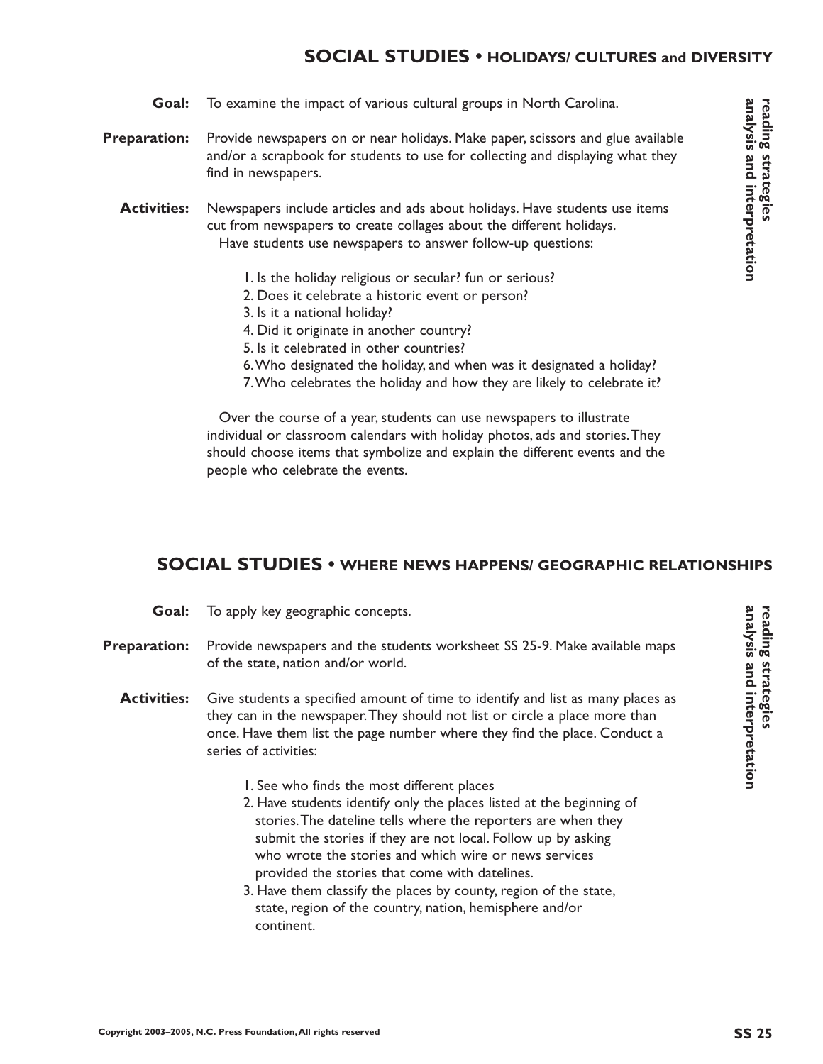## SOCIAL STUDIES • HOLIDAYS/ CULTURES and DIVERSITY

*reading strategies analysis and interpretation*

**Goal:** To examine the impact of various cultural groups in North Carolina.

**Preparation:** Provide newspapers on or near holidays. Make paper, scissors and glue available and/or a scrapbook for students to use for collecting and displaying what they find in newspapers.

**Activities:** Newspapers include articles and ads about holidays. Have students use items cut from newspapers to create collages about the different holidays.

Have students use newspapers to answer follow-up questions:

1. Is the holiday religious or secular? fun or serious?
2. Does it celebrate a historic event or person?
3. Is it a national holiday?
4. Did it originate in another country?
5. Is it celebrated in other countries?
6. Who designated the holiday, and when was it designated a holiday?
7. Who celebrates the holiday and how they are likely to celebrate it?

Over the course of a year, students can use newspapers to illustrate individual or classroom calendars with holiday photos, ads and stories. They should choose items that symbolize and explain the different events and the people who celebrate the events.

## SOCIAL STUDIES • WHERE NEWS HAPPENS/ GEOGRAPHIC RELATIONSHIPS

*reading strategies analysis and interpretation*

**Goal:** To apply key geographic concepts.

**Preparation:** Provide newspapers and the students worksheet SS 25-9. Make available maps of the state, nation and/or world.

**Activities:** Give students a specified amount of time to identify and list as many places as they can in the newspaper. They should not list or circle a place more than once. Have them list the page number where they find the place. Conduct a series of activities:

1. See who finds the most different places
2. Have students identify only the places listed at the beginning of stories. The dateline tells where the reporters are when they submit the stories if they are not local. Follow up by asking who wrote the stories and which wire or news services provided the stories that come with datelines.
3. Have them classify the places by county, region of the state, state, region of the country, nation, hemisphere and/or continent.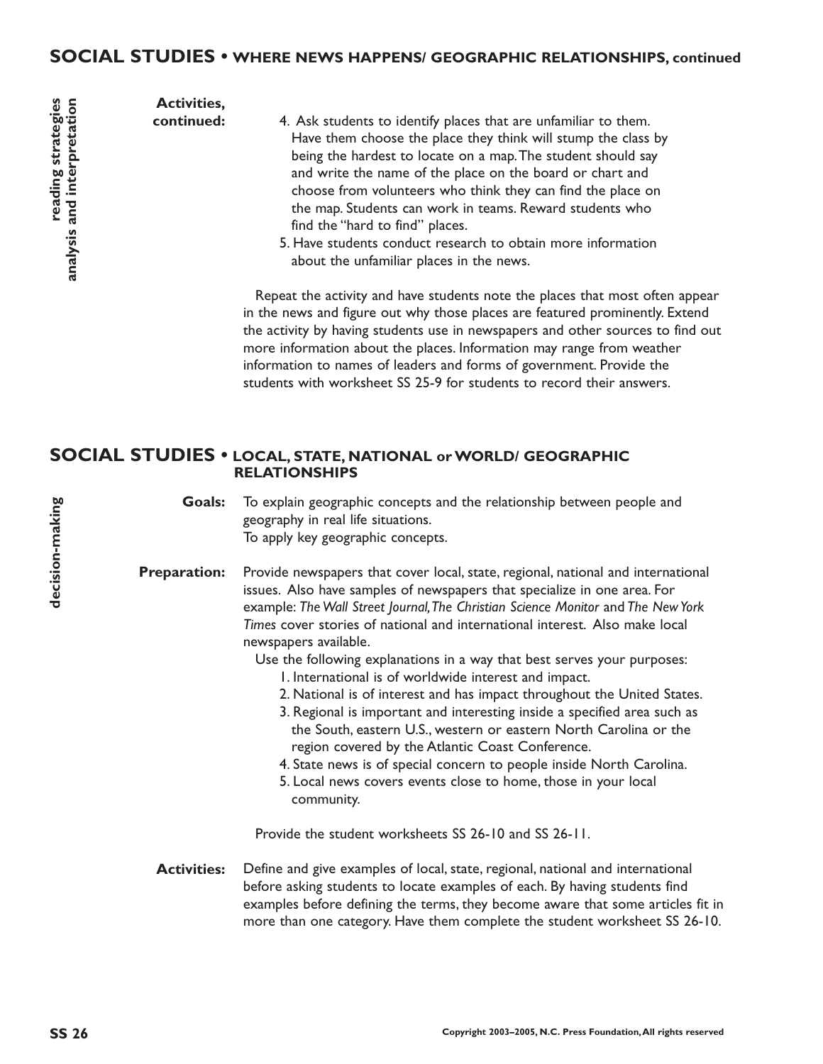## SOCIAL STUDIES • WHERE NEWS HAPPENS/ GEOGRAPHIC RELATIONSHIPS, continued

*reading strategies analysis and interpretation*

**Activities, continued:**

4. Ask students to identify places that are unfamiliar to them. Have them choose the place they think will stump the class by being the hardest to locate on a map. The student should say and write the name of the place on the board or chart and choose from volunteers who think they can find the place on the map. Students can work in teams. Reward students who find the "hard to find" places.
5. Have students conduct research to obtain more information about the unfamiliar places in the news.

Repeat the activity and have students note the places that most often appear in the news and figure out why those places are featured prominently. Extend the activity by having students use in newspapers and other sources to find out more information about the places. Information may range from weather information to names of leaders and forms of government. Provide the students with worksheet SS 25-9 for students to record their answers.

## SOCIAL STUDIES • LOCAL, STATE, NATIONAL or WORLD/ GEOGRAPHIC RELATIONSHIPS

*decision-making*

**Goals:** To explain geographic concepts and the relationship between people and geography in real life situations.
To apply key geographic concepts.

**Preparation:** Provide newspapers that cover local, state, regional, national and international issues. Also have samples of newspapers that specialize in one area. For example: *The Wall Street Journal, The Christian Science Monitor* and *The New York Times* cover stories of national and international interest. Also make local newspapers available.

Use the following explanations in a way that best serves your purposes:

1. International is of worldwide interest and impact.
2. National is of interest and has impact throughout the United States.
3. Regional is important and interesting inside a specified area such as the South, eastern U.S., western or eastern North Carolina or the region covered by the Atlantic Coast Conference.
4. State news is of special concern to people inside North Carolina.
5. Local news covers events close to home, those in your local community.

Provide the student worksheets SS 26-10 and SS 26-11.

**Activities:** Define and give examples of local, state, regional, national and international before asking students to locate examples of each. By having students find examples before defining the terms, they become aware that some articles fit in more than one category. Have them complete the student worksheet SS 26-10.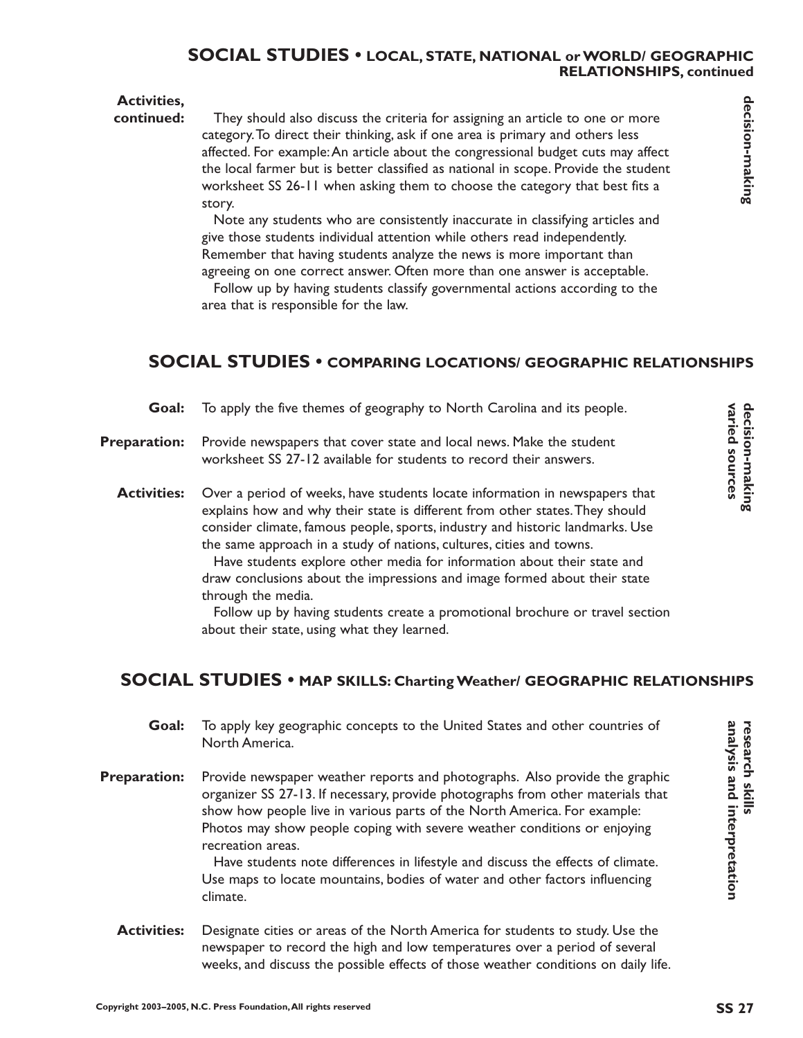## SOCIAL STUDIES • LOCAL, STATE, NATIONAL or WORLD/ GEOGRAPHIC RELATIONSHIPS, continued

*decision-making*

**Activities, continued:** They should also discuss the criteria for assigning an article to one or more category. To direct their thinking, ask if one area is primary and others less affected. For example: An article about the congressional budget cuts may affect the local farmer but is better classified as national in scope. Provide the student worksheet SS 26-11 when asking them to choose the category that best fits a story.

Note any students who are consistently inaccurate in classifying articles and give those students individual attention while others read independently. Remember that having students analyze the news is more important than agreeing on one correct answer. Often more than one answer is acceptable.

Follow up by having students classify governmental actions according to the area that is responsible for the law.

## SOCIAL STUDIES • COMPARING LOCATIONS/ GEOGRAPHIC RELATIONSHIPS

*decision-making*
*varied sources*

**Goal:** To apply the five themes of geography to North Carolina and its people.

**Preparation:** Provide newspapers that cover state and local news. Make the student worksheet SS 27-12 available for students to record their answers.

**Activities:** Over a period of weeks, have students locate information in newspapers that explains how and why their state is different from other states. They should consider climate, famous people, sports, industry and historic landmarks. Use the same approach in a study of nations, cultures, cities and towns.

Have students explore other media for information about their state and draw conclusions about the impressions and image formed about their state through the media.

Follow up by having students create a promotional brochure or travel section about their state, using what they learned.

## SOCIAL STUDIES • MAP SKILLS: Charting Weather/ GEOGRAPHIC RELATIONSHIPS

*research skills*
*analysis and interpretation*

**Goal:** To apply key geographic concepts to the United States and other countries of North America.

**Preparation:** Provide newspaper weather reports and photographs. Also provide the graphic organizer SS 27-13. If necessary, provide photographs from other materials that show how people live in various parts of the North America. For example: Photos may show people coping with severe weather conditions or enjoying recreation areas.

Have students note differences in lifestyle and discuss the effects of climate. Use maps to locate mountains, bodies of water and other factors influencing climate.

**Activities:** Designate cities or areas of the North America for students to study. Use the newspaper to record the high and low temperatures over a period of several weeks, and discuss the possible effects of those weather conditions on daily life.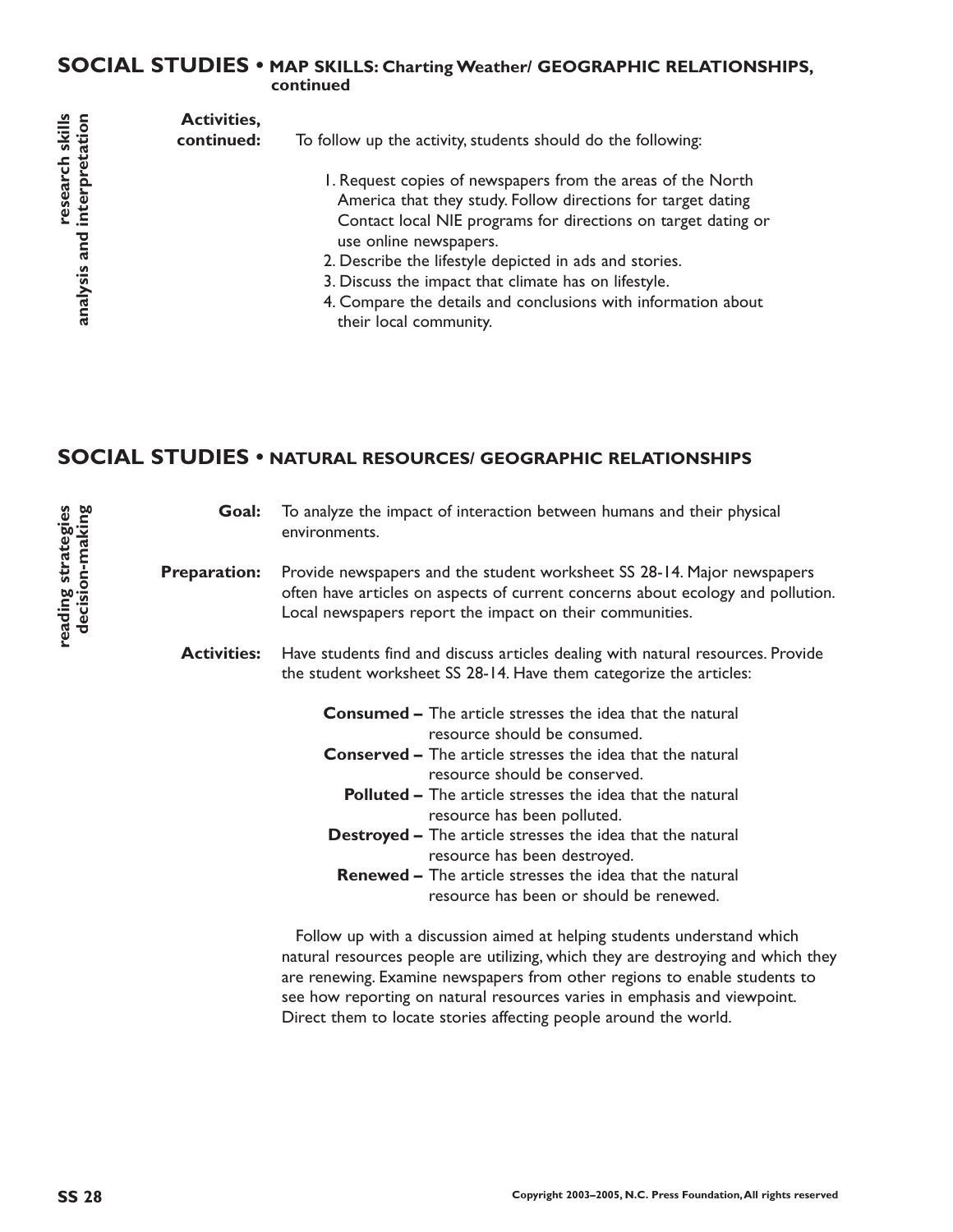## SOCIAL STUDIES • MAP SKILLS: Charting Weather/ GEOGRAPHIC RELATIONSHIPS, continued

research skills
analysis and interpretation

**Activities, continued:** To follow up the activity, students should do the following:

1. Request copies of newspapers from the areas of the North America that they study. Follow directions for target dating Contact local NIE programs for directions on target dating or use online newspapers.
2. Describe the lifestyle depicted in ads and stories.
3. Discuss the impact that climate has on lifestyle.
4. Compare the details and conclusions with information about their local community.

## SOCIAL STUDIES • NATURAL RESOURCES/ GEOGRAPHIC RELATIONSHIPS

reading strategies
decision-making

**Goal:** To analyze the impact of interaction between humans and their physical environments.

**Preparation:** Provide newspapers and the student worksheet SS 28-14. Major newspapers often have articles on aspects of current concerns about ecology and pollution. Local newspapers report the impact on their communities.

**Activities:** Have students find and discuss articles dealing with natural resources. Provide the student worksheet SS 28-14. Have them categorize the articles:

**Consumed –** The article stresses the idea that the natural resource should be consumed.
**Conserved –** The article stresses the idea that the natural resource should be conserved.
**Polluted –** The article stresses the idea that the natural resource has been polluted.
**Destroyed –** The article stresses the idea that the natural resource has been destroyed.
**Renewed –** The article stresses the idea that the natural resource has been or should be renewed.

Follow up with a discussion aimed at helping students understand which natural resources people are utilizing, which they are destroying and which they are renewing. Examine newspapers from other regions to enable students to see how reporting on natural resources varies in emphasis and viewpoint. Direct them to locate stories affecting people around the world.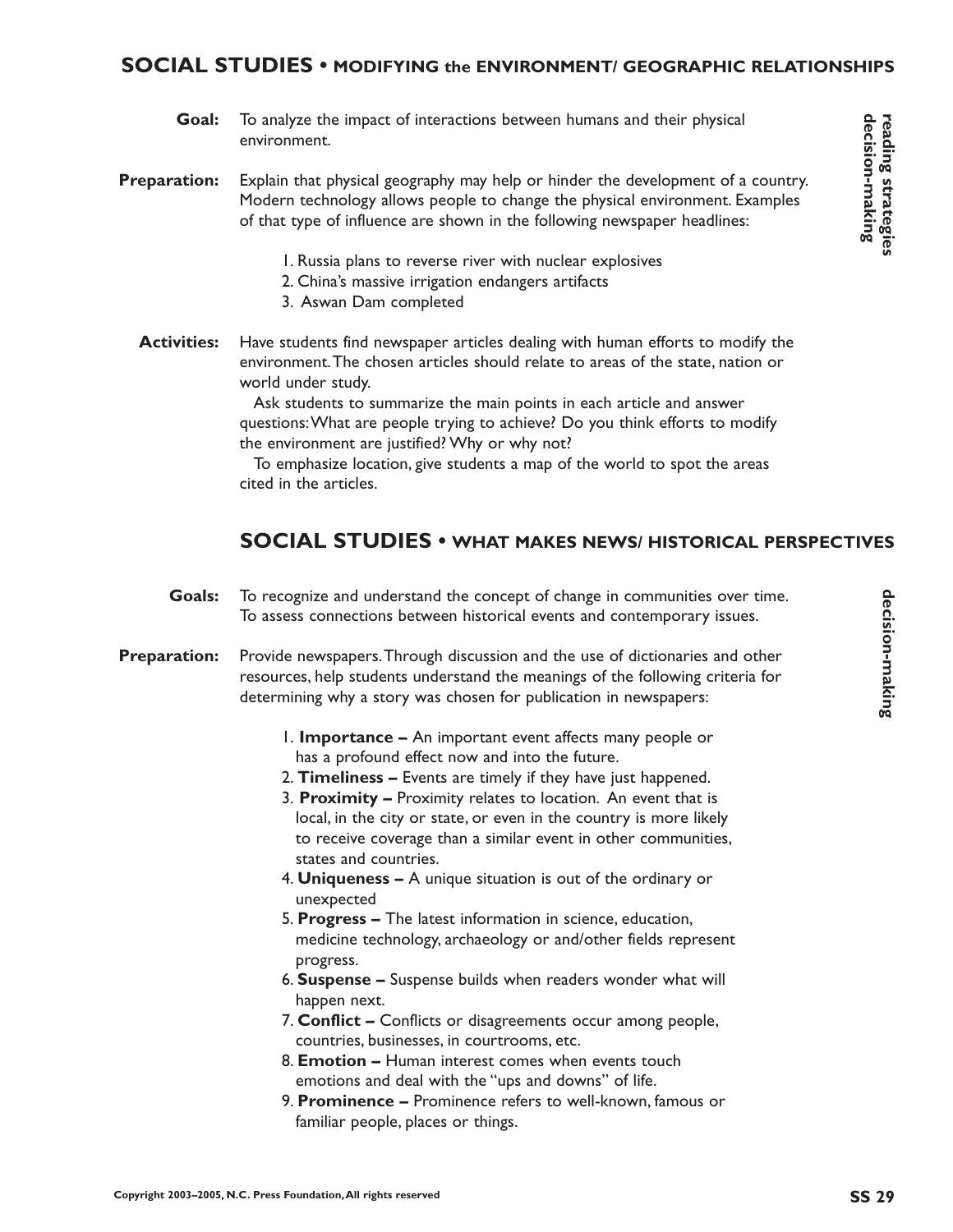## SOCIAL STUDIES • MODIFYING the ENVIRONMENT/ GEOGRAPHIC RELATIONSHIPS

*reading strategies decision-making*

**Goal:** To analyze the impact of interactions between humans and their physical environment.

**Preparation:** Explain that physical geography may help or hinder the development of a country. Modern technology allows people to change the physical environment. Examples of that type of influence are shown in the following newspaper headlines:

1. Russia plans to reverse river with nuclear explosives
2. China's massive irrigation endangers artifacts
3. Aswan Dam completed

**Activities:** Have students find newspaper articles dealing with human efforts to modify the environment. The chosen articles should relate to areas of the state, nation or world under study.

Ask students to summarize the main points in each article and answer questions: What are people trying to achieve? Do you think efforts to modify the environment are justified? Why or why not?

To emphasize location, give students a map of the world to spot the areas cited in the articles.

## SOCIAL STUDIES • WHAT MAKES NEWS/ HISTORICAL PERSPECTIVES

*decision-making*

**Goals:** To recognize and understand the concept of change in communities over time. To assess connections between historical events and contemporary issues.

**Preparation:** Provide newspapers. Through discussion and the use of dictionaries and other resources, help students understand the meanings of the following criteria for determining why a story was chosen for publication in newspapers:

1. **Importance –** An important event affects many people or has a profound effect now and into the future.
2. **Timeliness –** Events are timely if they have just happened.
3. **Proximity –** Proximity relates to location. An event that is local, in the city or state, or even in the country is more likely to receive coverage than a similar event in other communities, states and countries.
4. **Uniqueness –** A unique situation is out of the ordinary or unexpected
5. **Progress –** The latest information in science, education, medicine technology, archaeology or and/other fields represent progress.
6. **Suspense –** Suspense builds when readers wonder what will happen next.
7. **Conflict –** Conflicts or disagreements occur among people, countries, businesses, in courtrooms, etc.
8. **Emotion –** Human interest comes when events touch emotions and deal with the "ups and downs" of life.
9. **Prominence –** Prominence refers to well-known, famous or familiar people, places or things.

Copyright 2003–2005, N.C. Press Foundation, All rights reserved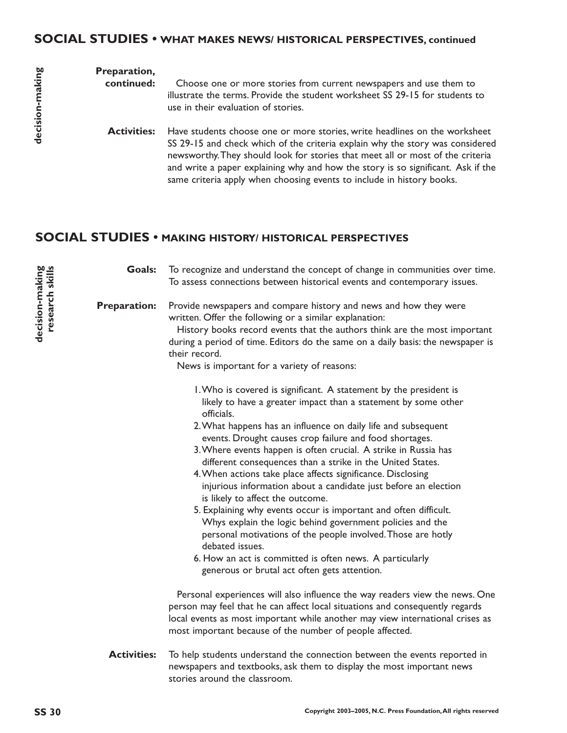## SOCIAL STUDIES • WHAT MAKES NEWS/ HISTORICAL PERSPECTIVES, continued

decision-making

**Preparation, continued:** Choose one or more stories from current newspapers and use them to illustrate the terms. Provide the student worksheet SS 29-15 for students to use in their evaluation of stories.

**Activities:** Have students choose one or more stories, write headlines on the worksheet SS 29-15 and check which of the criteria explain why the story was considered newsworthy. They should look for stories that meet all or most of the criteria and write a paper explaining why and how the story is so significant. Ask if the same criteria apply when choosing events to include in history books.

## SOCIAL STUDIES • MAKING HISTORY/ HISTORICAL PERSPECTIVES

decision-making
research skills

**Goals:** To recognize and understand the concept of change in communities over time. To assess connections between historical events and contemporary issues.

**Preparation:** Provide newspapers and compare history and news and how they were written. Offer the following or a similar explanation:

History books record events that the authors think are the most important during a period of time. Editors do the same on a daily basis: the newspaper is their record.

News is important for a variety of reasons:

1. Who is covered is significant. A statement by the president is likely to have a greater impact than a statement by some other officials.
2. What happens has an influence on daily life and subsequent events. Drought causes crop failure and food shortages.
3. Where events happen is often crucial. A strike in Russia has different consequences than a strike in the United States.
4. When actions take place affects significance. Disclosing injurious information about a candidate just before an election is likely to affect the outcome.
5. Explaining why events occur is important and often difficult. Whys explain the logic behind government policies and the personal motivations of the people involved. Those are hotly debated issues.
6. How an act is committed is often news. A particularly generous or brutal act often gets attention.

Personal experiences will also influence the way readers view the news. One person may feel that he can affect local situations and consequently regards local events as most important while another may view international crises as most important because of the number of people affected.

**Activities:** To help students understand the connection between the events reported in newspapers and textbooks, ask them to display the most important news stories around the classroom.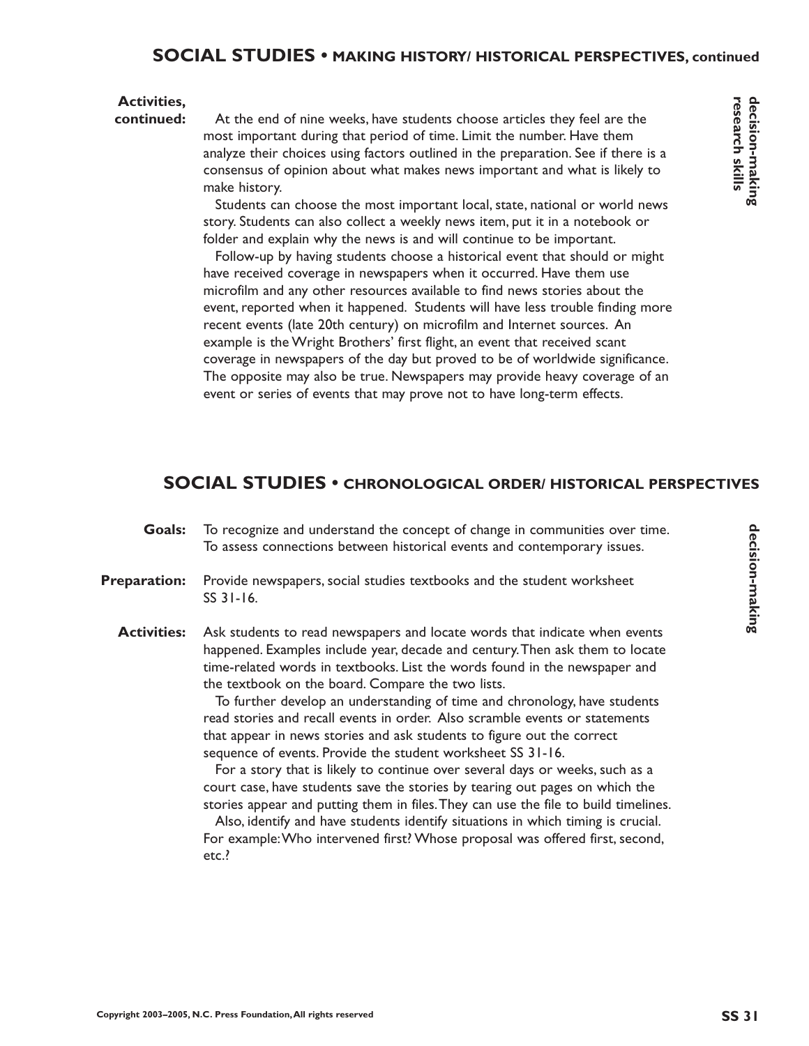## SOCIAL STUDIES • MAKING HISTORY/ HISTORICAL PERSPECTIVES, continued

*decision-making research skills*

**Activities, continued:**

At the end of nine weeks, have students choose articles they feel are the most important during that period of time. Limit the number. Have them analyze their choices using factors outlined in the preparation. See if there is a consensus of opinion about what makes news important and what is likely to make history.

Students can choose the most important local, state, national or world news story. Students can also collect a weekly news item, put it in a notebook or folder and explain why the news is and will continue to be important.

Follow-up by having students choose a historical event that should or might have received coverage in newspapers when it occurred. Have them use microfilm and any other resources available to find news stories about the event, reported when it happened. Students will have less trouble finding more recent events (late 20th century) on microfilm and Internet sources. An example is the Wright Brothers' first flight, an event that received scant coverage in newspapers of the day but proved to be of worldwide significance. The opposite may also be true. Newspapers may provide heavy coverage of an event or series of events that may prove not to have long-term effects.

## SOCIAL STUDIES • CHRONOLOGICAL ORDER/ HISTORICAL PERSPECTIVES

*decision-making*

**Goals:** To recognize and understand the concept of change in communities over time. To assess connections between historical events and contemporary issues.

**Preparation:** Provide newspapers, social studies textbooks and the student worksheet SS 31-16.

**Activities:** Ask students to read newspapers and locate words that indicate when events happened. Examples include year, decade and century. Then ask them to locate time-related words in textbooks. List the words found in the newspaper and the textbook on the board. Compare the two lists.

To further develop an understanding of time and chronology, have students read stories and recall events in order. Also scramble events or statements that appear in news stories and ask students to figure out the correct sequence of events. Provide the student worksheet SS 31-16.

For a story that is likely to continue over several days or weeks, such as a court case, have students save the stories by tearing out pages on which the stories appear and putting them in files. They can use the file to build timelines.

Also, identify and have students identify situations in which timing is crucial. For example: Who intervened first? Whose proposal was offered first, second, etc.?

Copyright 2003–2005, N.C. Press Foundation, All rights reserved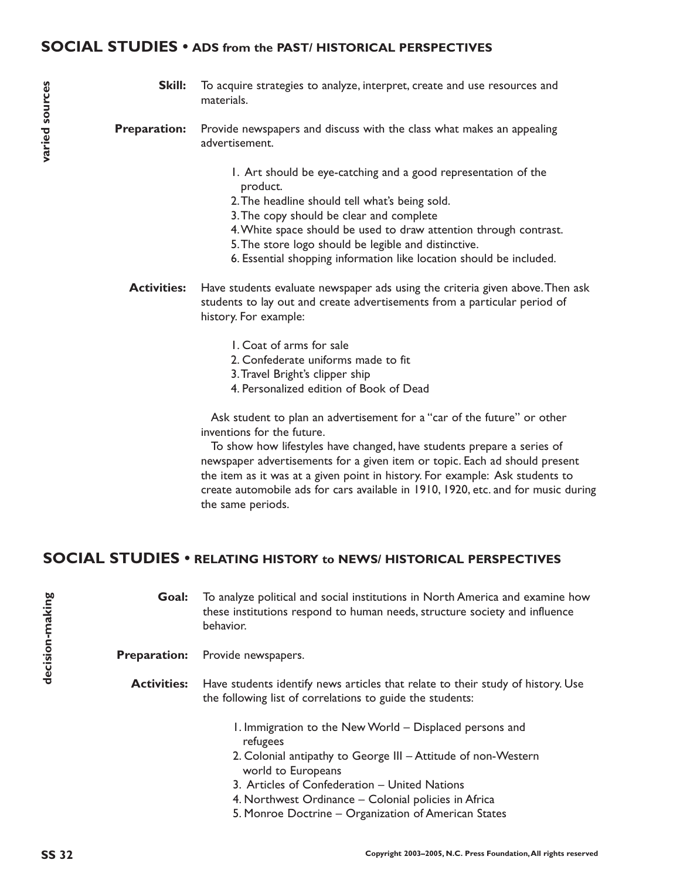## SOCIAL STUDIES • ADS from the PAST/ HISTORICAL PERSPECTIVES

varied sources

**Skill:** To acquire strategies to analyze, interpret, create and use resources and materials.

**Preparation:** Provide newspapers and discuss with the class what makes an appealing advertisement.

1. Art should be eye-catching and a good representation of the product.
2. The headline should tell what's being sold.
3. The copy should be clear and complete
4. White space should be used to draw attention through contrast.
5. The store logo should be legible and distinctive.
6. Essential shopping information like location should be included.

**Activities:** Have students evaluate newspaper ads using the criteria given above. Then ask students to lay out and create advertisements from a particular period of history. For example:

1. Coat of arms for sale
2. Confederate uniforms made to fit
3. Travel Bright's clipper ship
4. Personalized edition of Book of Dead

Ask student to plan an advertisement for a "car of the future" or other inventions for the future.

To show how lifestyles have changed, have students prepare a series of newspaper advertisements for a given item or topic. Each ad should present the item as it was at a given point in history. For example: Ask students to create automobile ads for cars available in 1910, 1920, etc. and for music during the same periods.

## SOCIAL STUDIES • RELATING HISTORY to NEWS/ HISTORICAL PERSPECTIVES

decision-making

**Goal:** To analyze political and social institutions in North America and examine how these institutions respond to human needs, structure society and influence behavior.

**Preparation:** Provide newspapers.

**Activities:** Have students identify news articles that relate to their study of history. Use the following list of correlations to guide the students:

1. Immigration to the New World – Displaced persons and refugees
2. Colonial antipathy to George III – Attitude of non-Western world to Europeans
3. Articles of Confederation – United Nations
4. Northwest Ordinance – Colonial policies in Africa
5. Monroe Doctrine – Organization of American States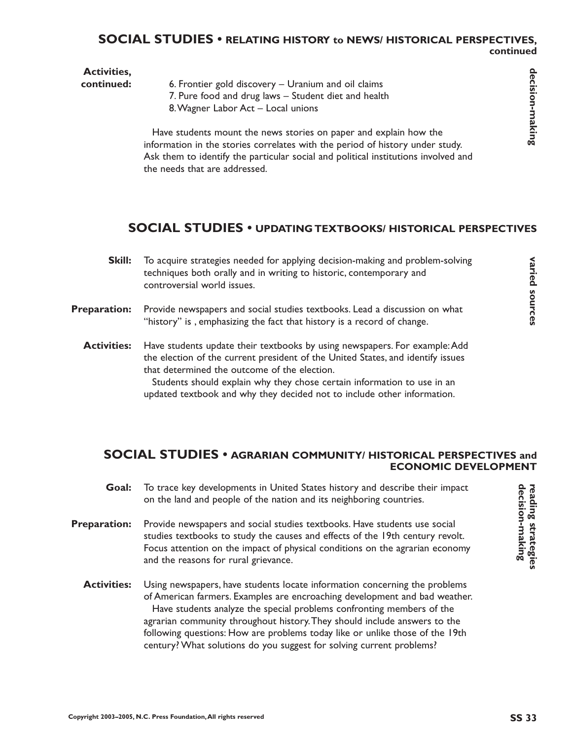## SOCIAL STUDIES • RELATING HISTORY to NEWS/ HISTORICAL PERSPECTIVES, continued

**Activities, continued:**

6. Frontier gold discovery – Uranium and oil claims
7. Pure food and drug laws – Student diet and health
8. Wagner Labor Act – Local unions

Have students mount the news stories on paper and explain how the information in the stories correlates with the period of history under study. Ask them to identify the particular social and political institutions involved and the needs that are addressed.

**decision-making**

## SOCIAL STUDIES • UPDATING TEXTBOOKS/ HISTORICAL PERSPECTIVES

**Skill:** To acquire strategies needed for applying decision-making and problem-solving techniques both orally and in writing to historic, contemporary and controversial world issues.

**Preparation:** Provide newspapers and social studies textbooks. Lead a discussion on what "history" is , emphasizing the fact that history is a record of change.

**Activities:** Have students update their textbooks by using newspapers. For example: Add the election of the current president of the United States, and identify issues that determined the outcome of the election.

Students should explain why they chose certain information to use in an updated textbook and why they decided not to include other information.

**varied sources**

## SOCIAL STUDIES • AGRARIAN COMMUNITY/ HISTORICAL PERSPECTIVES and ECONOMIC DEVELOPMENT

**Goal:** To trace key developments in United States history and describe their impact on the land and people of the nation and its neighboring countries.

**Preparation:** Provide newspapers and social studies textbooks. Have students use social studies textbooks to study the causes and effects of the 19th century revolt. Focus attention on the impact of physical conditions on the agrarian economy and the reasons for rural grievance.

**Activities:** Using newspapers, have students locate information concerning the problems of American farmers. Examples are encroaching development and bad weather.

Have students analyze the special problems confronting members of the agrarian community throughout history. They should include answers to the following questions: How are problems today like or unlike those of the 19th century? What solutions do you suggest for solving current problems?

**reading strategies decision-making**

Copyright 2003–2005, N.C. Press Foundation, All rights reserved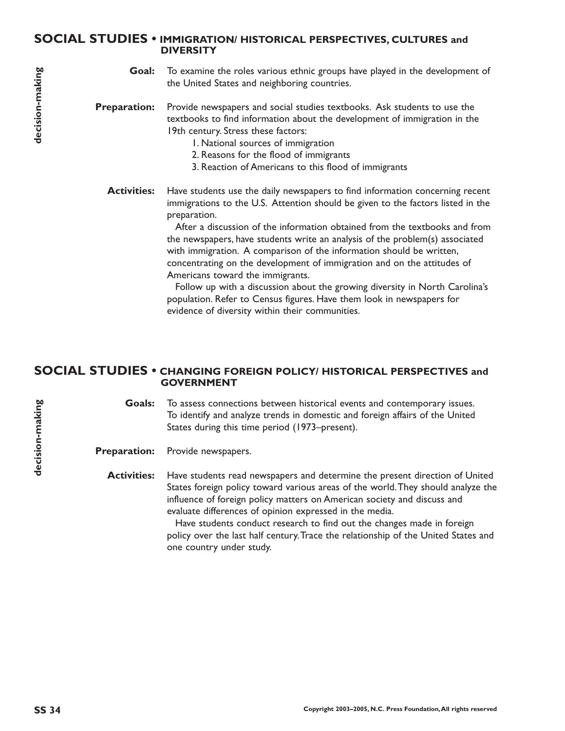## SOCIAL STUDIES • IMMIGRATION/ HISTORICAL PERSPECTIVES, CULTURES and DIVERSITY

decision-making

**Goal:** To examine the roles various ethnic groups have played in the development of the United States and neighboring countries.

**Preparation:** Provide newspapers and social studies textbooks. Ask students to use the textbooks to find information about the development of immigration in the 19th century. Stress these factors:

1. National sources of immigration
2. Reasons for the flood of immigrants
3. Reaction of Americans to this flood of immigrants

**Activities:** Have students use the daily newspapers to find information concerning recent immigrations to the U.S. Attention should be given to the factors listed in the preparation.

After a discussion of the information obtained from the textbooks and from the newspapers, have students write an analysis of the problem(s) associated with immigration. A comparison of the information should be written, concentrating on the development of immigration and on the attitudes of Americans toward the immigrants.

Follow up with a discussion about the growing diversity in North Carolina's population. Refer to Census figures. Have them look in newspapers for evidence of diversity within their communities.

## SOCIAL STUDIES • CHANGING FOREIGN POLICY/ HISTORICAL PERSPECTIVES and GOVERNMENT

decision-making

**Goals:** To assess connections between historical events and contemporary issues. To identify and analyze trends in domestic and foreign affairs of the United States during this time period (1973–present).

**Preparation:** Provide newspapers.

**Activities:** Have students read newspapers and determine the present direction of United States foreign policy toward various areas of the world. They should analyze the influence of foreign policy matters on American society and discuss and evaluate differences of opinion expressed in the media.

Have students conduct research to find out the changes made in foreign policy over the last half century. Trace the relationship of the United States and one country under study.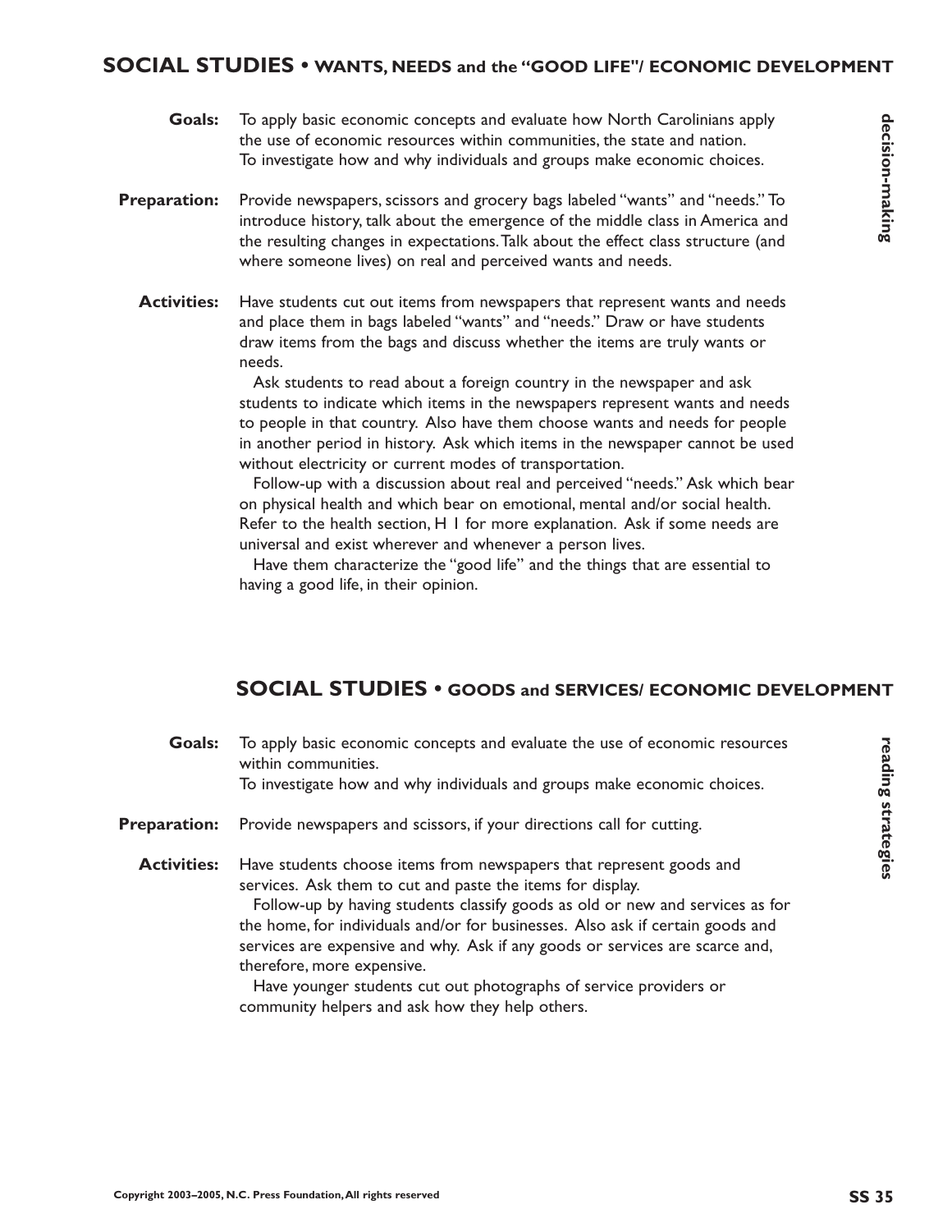## SOCIAL STUDIES • WANTS, NEEDS and the "GOOD LIFE"/ ECONOMIC DEVELOPMENT

*decision-making*

**Goals:** To apply basic economic concepts and evaluate how North Carolinians apply the use of economic resources within communities, the state and nation.
To investigate how and why individuals and groups make economic choices.

**Preparation:** Provide newspapers, scissors and grocery bags labeled "wants" and "needs." To introduce history, talk about the emergence of the middle class in America and the resulting changes in expectations. Talk about the effect class structure (and where someone lives) on real and perceived wants and needs.

**Activities:** Have students cut out items from newspapers that represent wants and needs and place them in bags labeled "wants" and "needs." Draw or have students draw items from the bags and discuss whether the items are truly wants or needs.

Ask students to read about a foreign country in the newspaper and ask students to indicate which items in the newspapers represent wants and needs to people in that country. Also have them choose wants and needs for people in another period in history. Ask which items in the newspaper cannot be used without electricity or current modes of transportation.

Follow-up with a discussion about real and perceived "needs." Ask which bear on physical health and which bear on emotional, mental and/or social health. Refer to the health section, H 1 for more explanation. Ask if some needs are universal and exist wherever and whenever a person lives.

Have them characterize the "good life" and the things that are essential to having a good life, in their opinion.

## SOCIAL STUDIES • GOODS and SERVICES/ ECONOMIC DEVELOPMENT

*reading strategies*

**Goals:** To apply basic economic concepts and evaluate the use of economic resources within communities.
To investigate how and why individuals and groups make economic choices.

**Preparation:** Provide newspapers and scissors, if your directions call for cutting.

**Activities:** Have students choose items from newspapers that represent goods and services. Ask them to cut and paste the items for display.

Follow-up by having students classify goods as old or new and services as for the home, for individuals and/or for businesses. Also ask if certain goods and services are expensive and why. Ask if any goods or services are scarce and, therefore, more expensive.

Have younger students cut out photographs of service providers or community helpers and ask how they help others.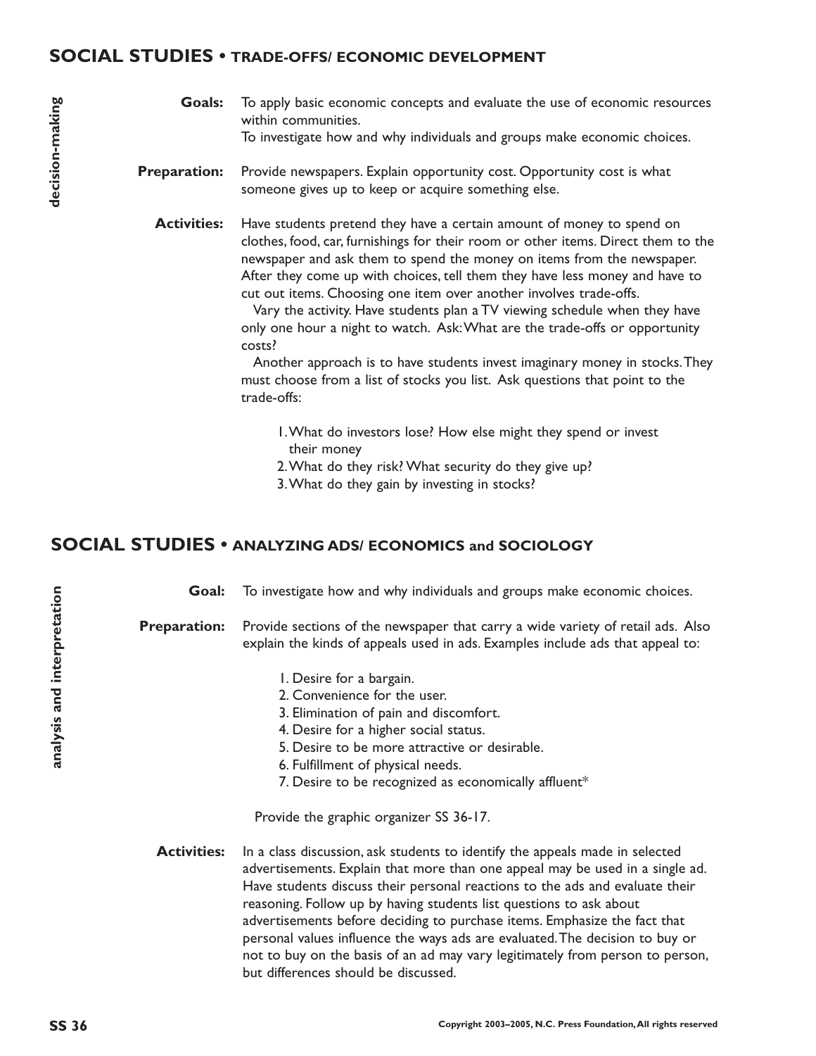## SOCIAL STUDIES • TRADE-OFFS/ ECONOMIC DEVELOPMENT

*decision-making*

**Goals:** To apply basic economic concepts and evaluate the use of economic resources within communities.
To investigate how and why individuals and groups make economic choices.

**Preparation:** Provide newspapers. Explain opportunity cost. Opportunity cost is what someone gives up to keep or acquire something else.

**Activities:** Have students pretend they have a certain amount of money to spend on clothes, food, car, furnishings for their room or other items. Direct them to the newspaper and ask them to spend the money on items from the newspaper. After they come up with choices, tell them they have less money and have to cut out items. Choosing one item over another involves trade-offs.

Vary the activity. Have students plan a TV viewing schedule when they have only one hour a night to watch. Ask: What are the trade-offs or opportunity costs?

Another approach is to have students invest imaginary money in stocks. They must choose from a list of stocks you list. Ask questions that point to the trade-offs:

1. What do investors lose? How else might they spend or invest their money
2. What do they risk? What security do they give up?
3. What do they gain by investing in stocks?

## SOCIAL STUDIES • ANALYZING ADS/ ECONOMICS and SOCIOLOGY

*analysis and interpretation*

**Goal:** To investigate how and why individuals and groups make economic choices.

**Preparation:** Provide sections of the newspaper that carry a wide variety of retail ads. Also explain the kinds of appeals used in ads. Examples include ads that appeal to:

1. Desire for a bargain.
2. Convenience for the user.
3. Elimination of pain and discomfort.
4. Desire for a higher social status.
5. Desire to be more attractive or desirable.
6. Fulfillment of physical needs.
7. Desire to be recognized as economically affluent*

Provide the graphic organizer SS 36-17.

**Activities:** In a class discussion, ask students to identify the appeals made in selected advertisements. Explain that more than one appeal may be used in a single ad. Have students discuss their personal reactions to the ads and evaluate their reasoning. Follow up by having students list questions to ask about advertisements before deciding to purchase items. Emphasize the fact that personal values influence the ways ads are evaluated. The decision to buy or not to buy on the basis of an ad may vary legitimately from person to person, but differences should be discussed.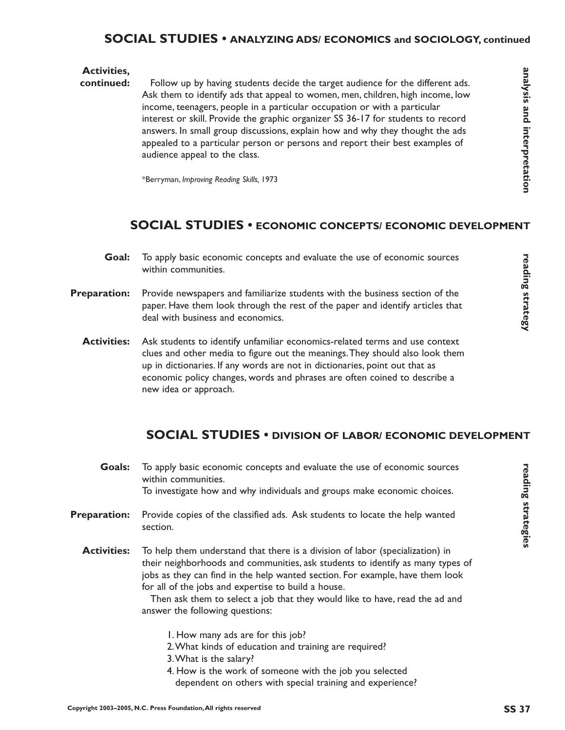## SOCIAL STUDIES • ANALYZING ADS/ ECONOMICS and SOCIOLOGY, continued

*analysis and interpretation*

**Activities, continued:** Follow up by having students decide the target audience for the different ads. Ask them to identify ads that appeal to women, men, children, high income, low income, teenagers, people in a particular occupation or with a particular interest or skill. Provide the graphic organizer SS 36-17 for students to record answers. In small group discussions, explain how and why they thought the ads appealed to a particular person or persons and report their best examples of audience appeal to the class.

*Berryman, *Improving Reading Skills,* 1973

## SOCIAL STUDIES • ECONOMIC CONCEPTS/ ECONOMIC DEVELOPMENT

*reading strategy*

**Goal:** To apply basic economic concepts and evaluate the use of economic sources within communities.

**Preparation:** Provide newspapers and familiarize students with the business section of the paper. Have them look through the rest of the paper and identify articles that deal with business and economics.

**Activities:** Ask students to identify unfamiliar economics-related terms and use context clues and other media to figure out the meanings. They should also look them up in dictionaries. If any words are not in dictionaries, point out that as economic policy changes, words and phrases are often coined to describe a new idea or approach.

## SOCIAL STUDIES • DIVISION OF LABOR/ ECONOMIC DEVELOPMENT

*reading strategies*

**Goals:** To apply basic economic concepts and evaluate the use of economic sources within communities.
To investigate how and why individuals and groups make economic choices.

**Preparation:** Provide copies of the classified ads. Ask students to locate the help wanted section.

**Activities:** To help them understand that there is a division of labor (specialization) in their neighborhoods and communities, ask students to identify as many types of jobs as they can find in the help wanted section. For example, have them look for all of the jobs and expertise to build a house.

Then ask them to select a job that they would like to have, read the ad and answer the following questions:

1. How many ads are for this job?
2. What kinds of education and training are required?
3. What is the salary?
4. How is the work of someone with the job you selected dependent on others with special training and experience?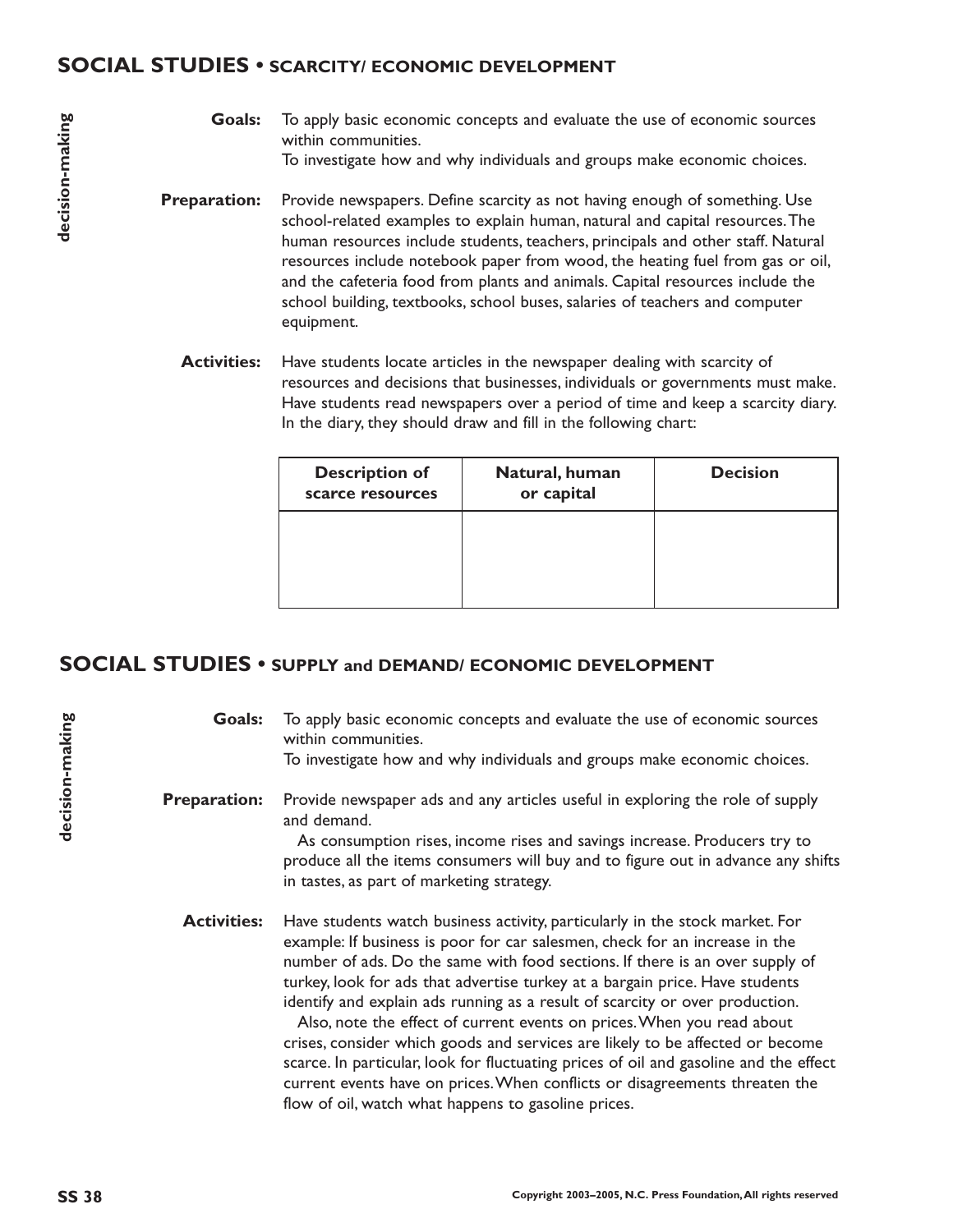## SOCIAL STUDIES • SCARCITY/ ECONOMIC DEVELOPMENT

*decision-making*

**Goals:** To apply basic economic concepts and evaluate the use of economic sources within communities.
To investigate how and why individuals and groups make economic choices.

**Preparation:** Provide newspapers. Define scarcity as not having enough of something. Use school-related examples to explain human, natural and capital resources. The human resources include students, teachers, principals and other staff. Natural resources include notebook paper from wood, the heating fuel from gas or oil, and the cafeteria food from plants and animals. Capital resources include the school building, textbooks, school buses, salaries of teachers and computer equipment.

**Activities:** Have students locate articles in the newspaper dealing with scarcity of resources and decisions that businesses, individuals or governments must make. Have students read newspapers over a period of time and keep a scarcity diary. In the diary, they should draw and fill in the following chart:

| Description of scarce resources | Natural, human or capital | Decision |
|---|---|---|
| | | |

## SOCIAL STUDIES • SUPPLY and DEMAND/ ECONOMIC DEVELOPMENT

*decision-making*

**Goals:** To apply basic economic concepts and evaluate the use of economic sources within communities.
To investigate how and why individuals and groups make economic choices.

**Preparation:** Provide newspaper ads and any articles useful in exploring the role of supply and demand.

As consumption rises, income rises and savings increase. Producers try to produce all the items consumers will buy and to figure out in advance any shifts in tastes, as part of marketing strategy.

**Activities:** Have students watch business activity, particularly in the stock market. For example: If business is poor for car salesmen, check for an increase in the number of ads. Do the same with food sections. If there is an over supply of turkey, look for ads that advertise turkey at a bargain price. Have students identify and explain ads running as a result of scarcity or over production.

Also, note the effect of current events on prices. When you read about crises, consider which goods and services are likely to be affected or become scarce. In particular, look for fluctuating prices of oil and gasoline and the effect current events have on prices. When conflicts or disagreements threaten the flow of oil, watch what happens to gasoline prices.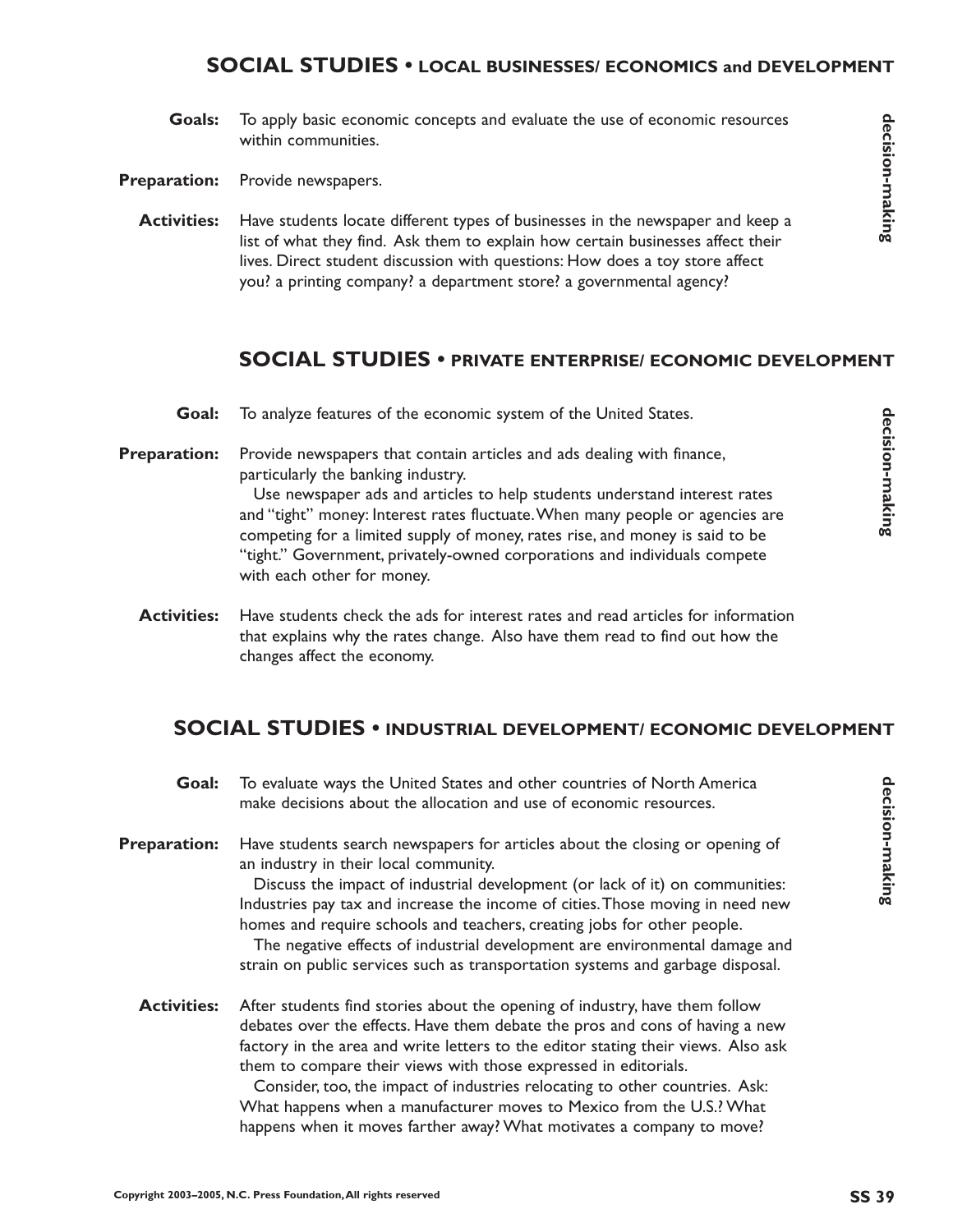## SOCIAL STUDIES • LOCAL BUSINESSES/ ECONOMICS and DEVELOPMENT

**decision-making**

**Goals:** To apply basic economic concepts and evaluate the use of economic resources within communities.

**Preparation:** Provide newspapers.

**Activities:** Have students locate different types of businesses in the newspaper and keep a list of what they find. Ask them to explain how certain businesses affect their lives. Direct student discussion with questions: How does a toy store affect you? a printing company? a department store? a governmental agency?

## SOCIAL STUDIES • PRIVATE ENTERPRISE/ ECONOMIC DEVELOPMENT

**decision-making**

**Goal:** To analyze features of the economic system of the United States.

**Preparation:** Provide newspapers that contain articles and ads dealing with finance, particularly the banking industry.

Use newspaper ads and articles to help students understand interest rates and "tight" money: Interest rates fluctuate. When many people or agencies are competing for a limited supply of money, rates rise, and money is said to be "tight." Government, privately-owned corporations and individuals compete with each other for money.

**Activities:** Have students check the ads for interest rates and read articles for information that explains why the rates change. Also have them read to find out how the changes affect the economy.

## SOCIAL STUDIES • INDUSTRIAL DEVELOPMENT/ ECONOMIC DEVELOPMENT

**decision-making**

**Goal:** To evaluate ways the United States and other countries of North America make decisions about the allocation and use of economic resources.

**Preparation:** Have students search newspapers for articles about the closing or opening of an industry in their local community.

Discuss the impact of industrial development (or lack of it) on communities: Industries pay tax and increase the income of cities. Those moving in need new homes and require schools and teachers, creating jobs for other people.

The negative effects of industrial development are environmental damage and strain on public services such as transportation systems and garbage disposal.

**Activities:** After students find stories about the opening of industry, have them follow debates over the effects. Have them debate the pros and cons of having a new factory in the area and write letters to the editor stating their views. Also ask them to compare their views with those expressed in editorials.

Consider, too, the impact of industries relocating to other countries. Ask: What happens when a manufacturer moves to Mexico from the U.S.? What happens when it moves farther away? What motivates a company to move?

Copyright 2003–2005, N.C. Press Foundation, All rights reserved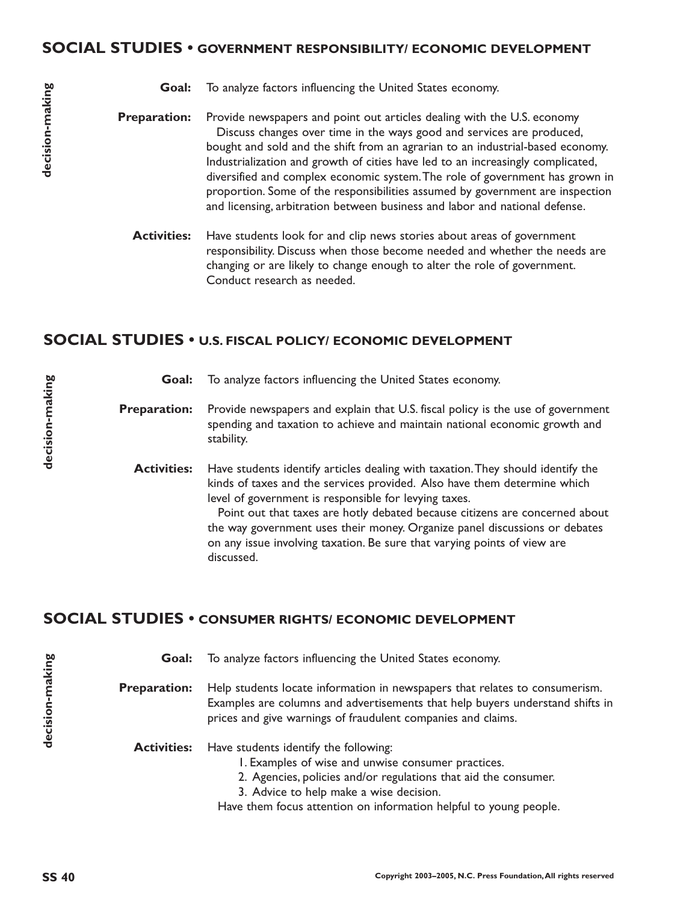## SOCIAL STUDIES • GOVERNMENT RESPONSIBILITY/ ECONOMIC DEVELOPMENT

*decision-making*

**Goal:** To analyze factors influencing the United States economy.

**Preparation:** Provide newspapers and point out articles dealing with the U.S. economy
Discuss changes over time in the ways good and services are produced, bought and sold and the shift from an agrarian to an industrial-based economy. Industrialization and growth of cities have led to an increasingly complicated, diversified and complex economic system. The role of government has grown in proportion. Some of the responsibilities assumed by government are inspection and licensing, arbitration between business and labor and national defense.

**Activities:** Have students look for and clip news stories about areas of government responsibility. Discuss when those become needed and whether the needs are changing or are likely to change enough to alter the role of government. Conduct research as needed.

## SOCIAL STUDIES • U.S. FISCAL POLICY/ ECONOMIC DEVELOPMENT

*decision-making*

**Goal:** To analyze factors influencing the United States economy.

**Preparation:** Provide newspapers and explain that U.S. fiscal policy is the use of government spending and taxation to achieve and maintain national economic growth and stability.

**Activities:** Have students identify articles dealing with taxation. They should identify the kinds of taxes and the services provided. Also have them determine which level of government is responsible for levying taxes.
Point out that taxes are hotly debated because citizens are concerned about the way government uses their money. Organize panel discussions or debates on any issue involving taxation. Be sure that varying points of view are discussed.

## SOCIAL STUDIES • CONSUMER RIGHTS/ ECONOMIC DEVELOPMENT

*decision-making*

**Goal:** To analyze factors influencing the United States economy.

**Preparation:** Help students locate information in newspapers that relates to consumerism. Examples are columns and advertisements that help buyers understand shifts in prices and give warnings of fraudulent companies and claims.

**Activities:** Have students identify the following:

1. Examples of wise and unwise consumer practices.
2. Agencies, policies and/or regulations that aid the consumer.
3. Advice to help make a wise decision.

Have them focus attention on information helpful to young people.

Copyright 2003–2005, N.C. Press Foundation, All rights reserved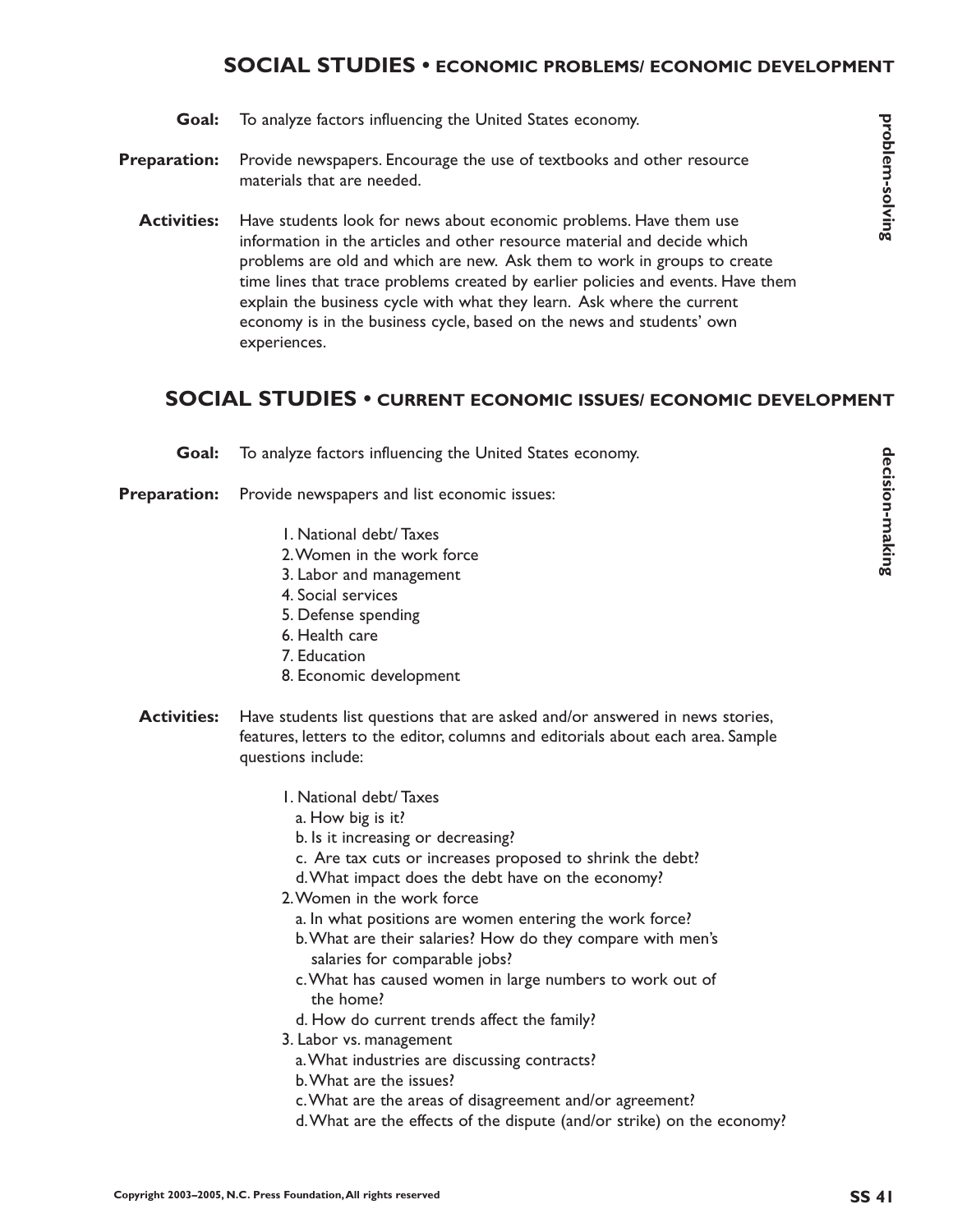## SOCIAL STUDIES • ECONOMIC PROBLEMS/ ECONOMIC DEVELOPMENT

*problem-solving*

**Goal:** To analyze factors influencing the United States economy.

**Preparation:** Provide newspapers. Encourage the use of textbooks and other resource materials that are needed.

**Activities:** Have students look for news about economic problems. Have them use information in the articles and other resource material and decide which problems are old and which are new. Ask them to work in groups to create time lines that trace problems created by earlier policies and events. Have them explain the business cycle with what they learn. Ask where the current economy is in the business cycle, based on the news and students' own experiences.

## SOCIAL STUDIES • CURRENT ECONOMIC ISSUES/ ECONOMIC DEVELOPMENT

*decision-making*

**Goal:** To analyze factors influencing the United States economy.

**Preparation:** Provide newspapers and list economic issues:

1. National debt/ Taxes
2. Women in the work force
3. Labor and management
4. Social services
5. Defense spending
6. Health care
7. Education
8. Economic development

**Activities:** Have students list questions that are asked and/or answered in news stories, features, letters to the editor, columns and editorials about each area. Sample questions include:

1. National debt/ Taxes
   a. How big is it?
   b. Is it increasing or decreasing?
   c. Are tax cuts or increases proposed to shrink the debt?
   d. What impact does the debt have on the economy?
2. Women in the work force
   a. In what positions are women entering the work force?
   b. What are their salaries? How do they compare with men's salaries for comparable jobs?
   c. What has caused women in large numbers to work out of the home?
   d. How do current trends affect the family?
3. Labor vs. management
   a. What industries are discussing contracts?
   b. What are the issues?
   c. What are the areas of disagreement and/or agreement?
   d. What are the effects of the dispute (and/or strike) on the economy?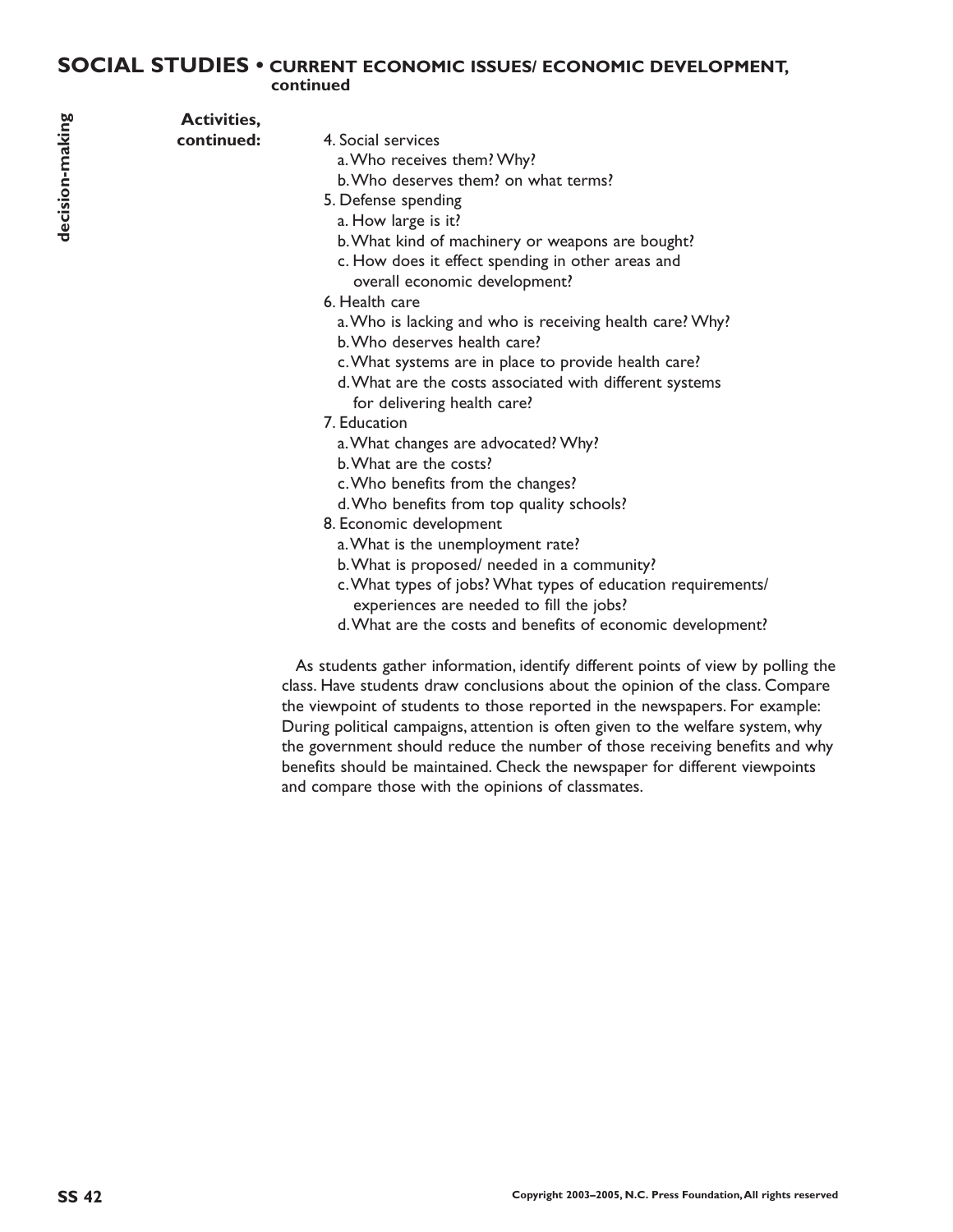## SOCIAL STUDIES • CURRENT ECONOMIC ISSUES/ ECONOMIC DEVELOPMENT, continued

decision-making

**Activities, continued:**

4. Social services
   a. Who receives them? Why?
   b. Who deserves them? on what terms?
5. Defense spending
   a. How large is it?
   b. What kind of machinery or weapons are bought?
   c. How does it effect spending in other areas and overall economic development?
6. Health care
   a. Who is lacking and who is receiving health care? Why?
   b. Who deserves health care?
   c. What systems are in place to provide health care?
   d. What are the costs associated with different systems for delivering health care?
7. Education
   a. What changes are advocated? Why?
   b. What are the costs?
   c. Who benefits from the changes?
   d. Who benefits from top quality schools?
8. Economic development
   a. What is the unemployment rate?
   b. What is proposed/ needed in a community?
   c. What types of jobs? What types of education requirements/ experiences are needed to fill the jobs?
   d. What are the costs and benefits of economic development?

As students gather information, identify different points of view by polling the class. Have students draw conclusions about the opinion of the class. Compare the viewpoint of students to those reported in the newspapers. For example: During political campaigns, attention is often given to the welfare system, why the government should reduce the number of those receiving benefits and why benefits should be maintained. Check the newspaper for different viewpoints and compare those with the opinions of classmates.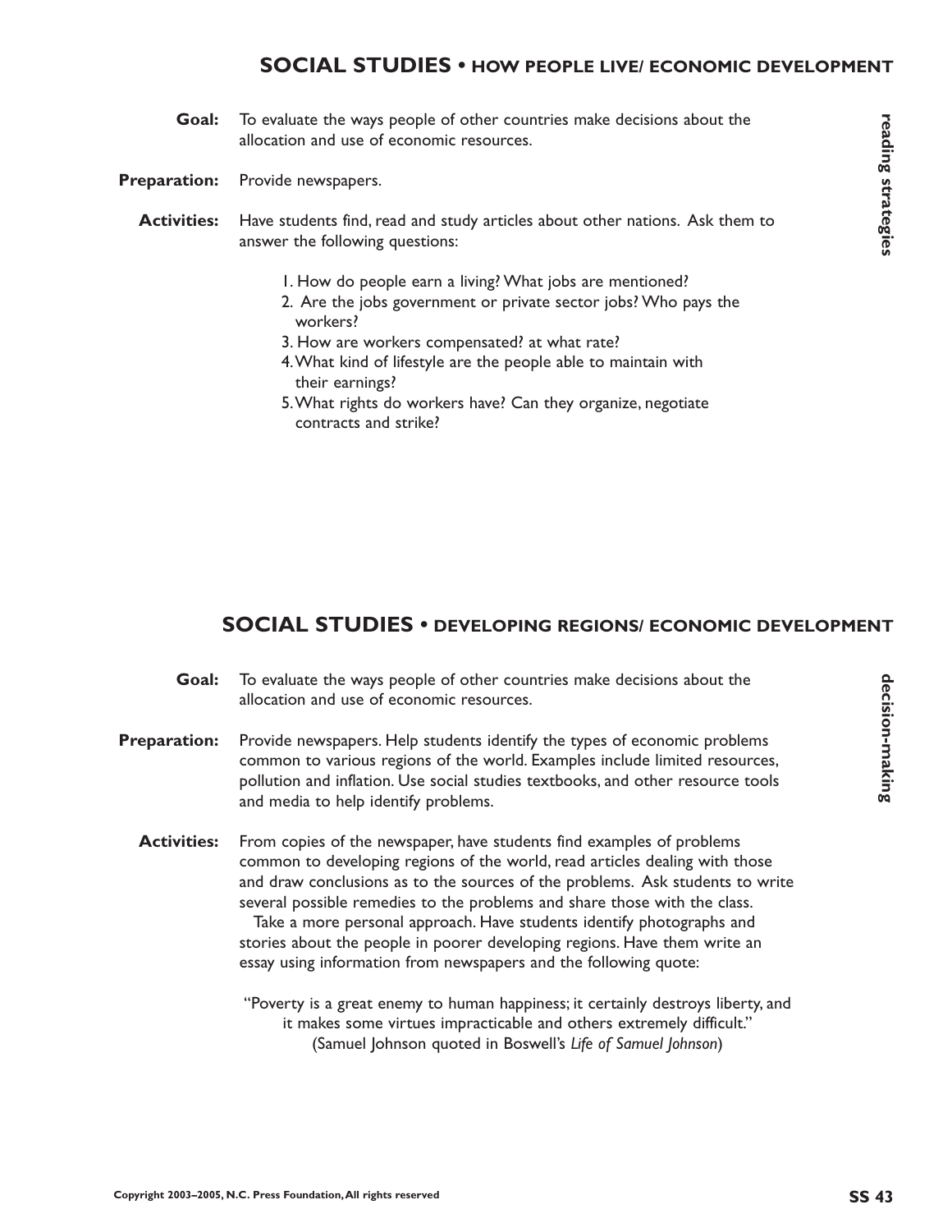## SOCIAL STUDIES • HOW PEOPLE LIVE/ ECONOMIC DEVELOPMENT

**reading strategies**

**Goal:** To evaluate the ways people of other countries make decisions about the allocation and use of economic resources.

**Preparation:** Provide newspapers.

**Activities:** Have students find, read and study articles about other nations. Ask them to answer the following questions:

1. How do people earn a living? What jobs are mentioned?
2. Are the jobs government or private sector jobs? Who pays the workers?
3. How are workers compensated? at what rate?
4. What kind of lifestyle are the people able to maintain with their earnings?
5. What rights do workers have? Can they organize, negotiate contracts and strike?

## SOCIAL STUDIES • DEVELOPING REGIONS/ ECONOMIC DEVELOPMENT

**decision-making**

**Goal:** To evaluate the ways people of other countries make decisions about the allocation and use of economic resources.

**Preparation:** Provide newspapers. Help students identify the types of economic problems common to various regions of the world. Examples include limited resources, pollution and inflation. Use social studies textbooks, and other resource tools and media to help identify problems.

**Activities:** From copies of the newspaper, have students find examples of problems common to developing regions of the world, read articles dealing with those and draw conclusions as to the sources of the problems. Ask students to write several possible remedies to the problems and share those with the class.

Take a more personal approach. Have students identify photographs and stories about the people in poorer developing regions. Have them write an essay using information from newspapers and the following quote:

"Poverty is a great enemy to human happiness; it certainly destroys liberty, and it makes some virtues impracticable and others extremely difficult."
(Samuel Johnson quoted in Boswell's *Life of Samuel Johnson*)

Copyright 2003–2005, N.C. Press Foundation, All rights reserved